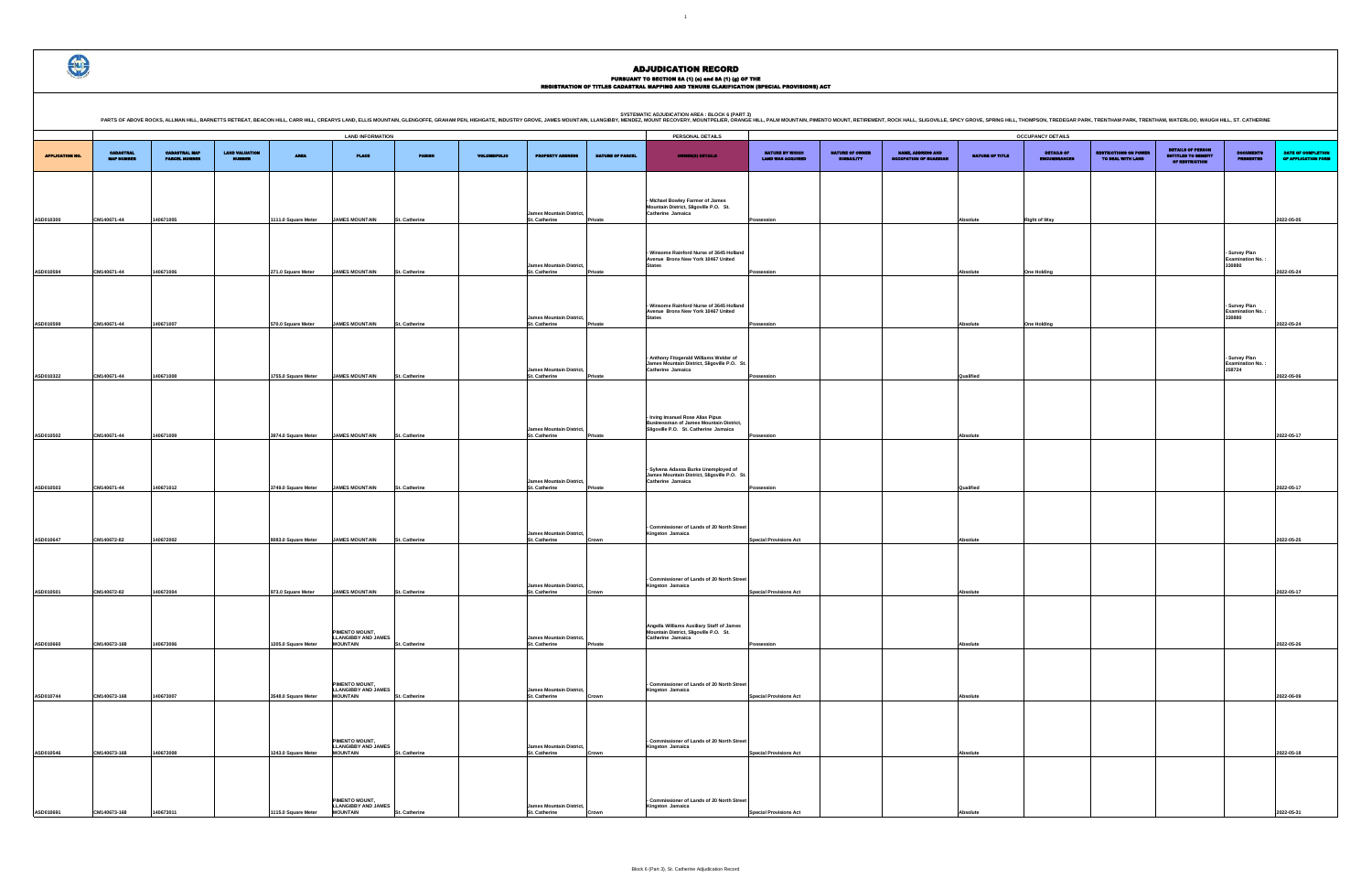# ADJUDICATION RECORD

PURSUANT TO SECTION 8A (1) (a) and 8A (1) (g) OF THE
REGISTRATION OF TITLES CADASTRAL MAPPING AND TENURE CLARIFICATION (SPECIAL PROVISIONS) ACT

SYSTEMATIC ADJUDICATION AREA : BLOCK 6 (PART 3)
PARTS OF ABOVE ROCKS, ALLMAN HILL, BARNETTS RETREAT, BEACON HILL, CARR HILL, CREARYS LAND, ELLIS MOUNTAIN, GLENGOFFE, GRAHAM PEN, HIGHGATE, INDUSTRY GROVE, JAMES MOUNTAIN, LLANGIBBY, MENDEZ, MOUNT RECOVERY, MOUNTPELIER, ORANGE HILL, PALM MOUNTAIN, PIMENTO MOUNT, RETIREMENT, ROCK HALL, SLIGOVILLE, SPICY GROVE, SPRING HILL, THOMPSON, TREDEGAR PARK, TRENTHAM PARK, TRENTHAM, WATERLOO, WAUGH HILL, ST. CATHERINE

| | LAND INFORMATION | | | | | | | | | PERSONAL DETAILS | OCCUPANCY DETAILS | | | | | | | | |
|---|---|---|---|---|---|---|---|---|---|---|---|---|---|---|---|---|---|---|---|
| APPLICATION NO. | CADASTRAL MAP NUMBER | CADASTRAL MAP PARCEL NUMBER | LAND VALUATION NUMBER | AREA | PLACE | PARISH | VOLUME/FOLIO | PROPERTY ADDRESS | NATURE OF PARCEL | OWNER(S) DETAILS | NATURE BY WHICH LAND WAS ACQUIRED | NATURE OF OWNER DISABILITY | NAME, ADDRESS AND OCCUPATION OF GUARDIAN | NATURE OF TITLE | DETAILS OF ENCUMBRANCES | RESTRICTIONS ON POWER TO DEAL WITH LAND | DETAILS OF PERSON ENTITLED TO BENEFIT OF RESTRICTION | DOCUMENTS PRESENTED | DATE OF COMPLETION OF APPLICATION FORM |
| ASD010300 | CM140671-44 | 140671005 | | 1111.0 Square Meter | JAMES MOUNTAIN | St. Catherine | | James Mountain District, St. Catherine | Private | - Michael Bowley Farmer of James Mountain District, Sligoville P.O. St. Catherine Jamaica | Possession | | | Absolute | Right of Way | | | | 2022-05-05 |
| ASD010594 | CM140671-44 | 140671006 | | 271.0 Square Meter | JAMES MOUNTAIN | St. Catherine | | James Mountain District, St. Catherine | Private | - Winsome Rainford Nurse of 3645 Holland Avenue Bronx New York 10467 United States | Possession | | | Absolute | One Holding | | | - Survey Plan Examination No. : 330880 | 2022-05-24 |
| ASD010599 | CM140671-44 | 140671007 | | 570.0 Square Meter | JAMES MOUNTAIN | St. Catherine | | James Mountain District, St. Catherine | Private | - Winsome Rainford Nurse of 3645 Holland Avenue Bronx New York 10467 United States | Possession | | | Absolute | One Holding | | | - Survey Plan Examination No. : 330880 | 2022-05-24 |
| ASD010322 | CM140671-44 | 140671008 | | 1755.0 Square Meter | JAMES MOUNTAIN | St. Catherine | | James Mountain District, St. Catherine | Private | - Anthony Fitzgerald Williams Welder of James Mountain District, Sligoville P.O. St. Catherine Jamaica | Possession | | | Qualified | | | | - Survey Plan Examination No. : 258724 | 2022-05-06 |
| ASD010502 | CM140671-44 | 140671009 | | 2674.0 Square Meter | JAMES MOUNTAIN | St. Catherine | | James Mountain District, St. Catherine | Private | - Irving Imanuel Rose Alias Pipus Businessman of James Mountain District, Sligoville P.O. St. Catherine Jamaica | Possession | | | Absolute | | | | | 2022-05-17 |
| ASD010503 | CM140671-44 | 140671012 | | 3749.0 Square Meter | JAMES MOUNTAIN | St. Catherine | | James Mountain District, St. Catherine | Private | - Sylvena Adassa Burke Unemployed of James Mountain District, Sligoville P.O. St. Catherine Jamaica | Possession | | | Qualified | | | | | 2022-05-17 |
| ASD010647 | CM140672-82 | 140672002 | | 8083.0 Square Meter | JAMES MOUNTAIN | St. Catherine | | James Mountain District, St. Catherine | Crown | - Commissioner of Lands of 20 North Street Kingston Jamaica | Special Provisions Act | | | Absolute | | | | | 2022-05-25 |
| ASD010501 | CM140672-82 | 140672004 | | 973.0 Square Meter | JAMES MOUNTAIN | St. Catherine | | James Mountain District, St. Catherine | Crown | - Commissioner of Lands of 20 North Street Kingston Jamaica | Special Provisions Act | | | Absolute | | | | | 2022-05-17 |
| ASD010660 | CM140673-168 | 140673006 | | 1205.0 Square Meter | PIMENTO MOUNT, LLANGIBBY AND JAMES MOUNTAIN | St. Catherine | | James Mountain District, St. Catherine | Private | Angella Williams Auxiliary Staff of James Mountain District, Sligoville P.O. St. Catherine Jamaica | Possession | | | Absolute | | | | | 2022-05-26 |
| ASD010744 | CM140673-168 | 140673007 | | 3548.0 Square Meter | PIMENTO MOUNT, LLANGIBBY AND JAMES MOUNTAIN | St. Catherine | | James Mountain District, St. Catherine | Crown | - Commissioner of Lands of 20 North Street Kingston Jamaica | Special Provisions Act | | | Absolute | | | | | 2022-06-09 |
| ASD010546 | CM140673-168 | 140673008 | | 1243.0 Square Meter | PIMENTO MOUNT, LLANGIBBY AND JAMES MOUNTAIN | St. Catherine | | James Mountain District, St. Catherine | Crown | - Commissioner of Lands of 20 North Street Kingston Jamaica | Special Provisions Act | | | Absolute | | | | | 2022-05-18 |
| ASD010691 | CM140673-168 | 140673011 | | 1115.0 Square Meter | PIMENTO MOUNT, LLANGIBBY AND JAMES MOUNTAIN | St. Catherine | | James Mountain District, St. Catherine | Crown | - Commissioner of Lands of 20 North Street Kingston Jamaica | Special Provisions Act | | | Absolute | | | | | 2022-05-31 |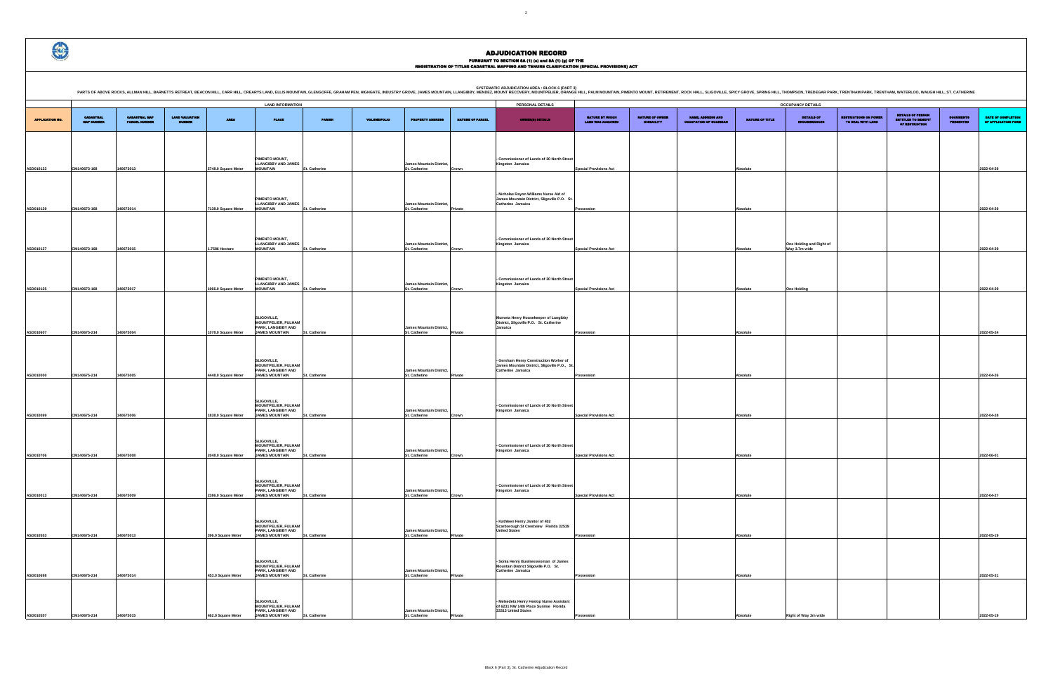# ADJUDICATION RECORD

PURSUANT TO SECTION 8A (1) (a) and 8A (1) (g) OF THE
REGISTRATION OF TITLES CADASTRAL MAPPING AND TENURE CLARIFICATION (SPECIAL PROVISIONS) ACT

SYSTEMATIC ADJUDICATION AREA : BLOCK 6 (PART 3)
PARTS OF ABOVE ROCKS, ALLMAN HILL, BARNETTS RETREAT, BEACON HILL, CARR HILL, CREARYS LAND, ELLIS MOUNTAIN, GLENGOFFE, GRAHAM PEN, HIGHGATE, INDUSTRY GROVE, JAMES MOUNTAIN, LLANGIBBY, MENDEZ, MOUNT RECOVERY, MOUNTPELIER, ORANGE HILL, PALM MOUNTAIN, PIMENTO MOUNT, RETIREMENT, ROCK HALL, SLIGOVILLE, SPICY GROVE, SPRING HILL, THOMPSON, TREDEGAR PARK, TRENTHAM PARK, TRENTHAM, WATERLOO, WAUGH HILL, ST. CATHERINE

| | LAND INFORMATION | | | | | | | | | PERSONAL DETAILS | OCCUPANCY DETAILS | | | | | | | | | |
|---|---|---|---|---|---|---|---|---|---|---|---|---|---|---|---|---|---|---|---|---|
| APPLICATION NO. | CADASTRAL MAP NUMBER | CADASTRAL MAP PARCEL NUMBER | LAND VALUATION NUMBER | AREA | PLACE | PARISH | VOLUME/FOLIO | PROPERTY ADDRESS | NATURE OF PARCEL | OWNER(S) DETAILS | NATURE BY WHICH LAND WAS ACQUIRED | NATURE OF OWNER DISABILITY | NAME, ADDRESS AND OCCUPATION OF GUARDIAN | NATURE OF TITLE | DETAILS OF ENCUMBRANCES | RESTRICTIONS ON POWER TO DEAL WITH LAND | DETAILS OF PERSON ENTITLED TO BENEFIT OF RESTRICTION | DOCUMENTS PRESENTED | DATE OF COMPLETION OF APPLICATION FORM |
| ASD010123 | CM140673-168 | 140673013 | | 5749.0 Square Meter | PIMENTO MOUNT, LLANGIBBY AND JAMES MOUNTAIN | St. Catherine | | James Mountain District, St. Catherine | Crown | - Commissioner of Lands of 20 North Street Kingston Jamaica | Special Provisions Act | | | Absolute | | | | | 2022-04-29 |
| ASD010129 | CM140673-168 | 140673014 | | 7139.0 Square Meter | PIMENTO MOUNT, LLANGIBBY AND JAMES MOUNTAIN | St. Catherine | | James Mountain District, St. Catherine | Private | - Nicholas Rayon Williams Nurse Aid of James Mountain District, Sligoville P.O. St. Catherine Jamaica | Possession | | | Absolute | | | | | 2022-04-29 |
| ASD010127 | CM140673-168 | 140673015 | | 1.7586 Hectare | PIMENTO MOUNT, LLANGIBBY AND JAMES MOUNTAIN | St. Catherine | | James Mountain District, St. Catherine | Crown | - Commissioner of Lands of 20 North Street Kingston Jamaica | Special Provisions Act | | | Absolute | One Holding and Right of Way 3.7m wide | | | | 2022-04-29 |
| ASD010125 | CM140673-168 | 140673017 | | 3966.0 Square Meter | PIMENTO MOUNT, LLANGIBBY AND JAMES MOUNTAIN | St. Catherine | | James Mountain District, St. Catherine | Crown | - Commissioner of Lands of 20 North Street Kingston Jamaica | Special Provisions Act | | | Absolute | One Holding | | | | 2022-04-29 |
| ASD010607 | CM140675-214 | 140675004 | | 1078.0 Square Meter | SLIGOVILLE, MOUNTPELIER, FULHAM PARK, LANGIBBY AND JAMES MOUNTAIN | St. Catherine | | James Mountain District, St. Catherine | Private | Mumeta Henry Housekeeper of Langibby District, Sligoville P.O. St. Catherine Jamaica | Possession | | | Absolute | | | | | 2022-05-24 |
| ASD010000 | CM140675-214 | 140675005 | | 4448.0 Square Meter | SLIGOVILLE, MOUNTPELIER, FULHAM PARK, LANGIBBY AND JAMES MOUNTAIN | St. Catherine | | James Mountain District, St. Catherine | Private | - Gersham Henry Construction Worker of James Mountain District, Sligoville P.O., St. Catherine Jamaica | Possession | | | Absolute | | | | | 2022-04-26 |
| ASD010099 | CM140675-214 | 140675006 | | 1838.0 Square Meter | SLIGOVILLE, MOUNTPELIER, FULHAM PARK, LANGIBBY AND JAMES MOUNTAIN | St. Catherine | | James Mountain District, St. Catherine | Crown | - Commissioner of Lands of 20 North Street Kingston Jamaica | Special Provisions Act | | | Absolute | | | | | 2022-04-28 |
| ASD010706 | CM140675-214 | 140675008 | | 2048.0 Square Meter | SLIGOVILLE, MOUNTPELIER, FULHAM PARK, LANGIBBY AND JAMES MOUNTAIN | St. Catherine | | James Mountain District, St. Catherine | Crown | - Commissioner of Lands of 20 North Street Kingston Jamaica | Special Provisions Act | | | Absolute | | | | | 2022-06-01 |
| ASD010013 | CM140675-214 | 140675009 | | 2386.0 Square Meter | SLIGOVILLE, MOUNTPELIER, FULHAM PARK, LANGIBBY AND JAMES MOUNTAIN | St. Catherine | | James Mountain District, St. Catherine | Crown | - Commissioner of Lands of 20 North Street Kingston Jamaica | Special Provisions Act | | | Absolute | | | | | 2022-04-27 |
| ASD010553 | CM140675-214 | 140675013 | | 396.0 Square Meter | SLIGOVILLE, MOUNTPELIER, FULHAM PARK, LANGIBBY AND JAMES MOUNTAIN | St. Catherine | | James Mountain District, St. Catherine | Private | - Kathleen Henry Janitor of 402 Scarborough St Crestview Florida 32539 United States | Possession | | | Absolute | | | | | 2022-05-19 |
| ASD010698 | CM140675-214 | 140675014 | | 453.0 Square Meter | SLIGOVILLE, MOUNTPELIER, FULHAM PARK, LANGIBBY AND JAMES MOUNTAIN | St. Catherine | | James Mountain District, St. Catherine | Private | - Sonia Henry Businesswoman of James Mountain District Sligoville P.O. St. Catherine Jamaica | Possession | | | Absolute | | | | | 2022-05-31 |
| ASD010557 | CM140675-214 | 140675015 | | 462.0 Square Meter | SLIGOVILLE, MOUNTPELIER, FULHAM PARK, LANGIBBY AND JAMES MOUNTAIN | St. Catherine | | James Mountain District, St. Catherine | Private | - Meleadeta Henry Heslop Nurse Assistant of 6231 NW 14th Place Sunrise Florida 33313 United States | Possession | | | Absolute | Right of Way 3m wide | | | | 2022-05-19 |

Block 6 (Part 3), St. Catherine Adjudication Record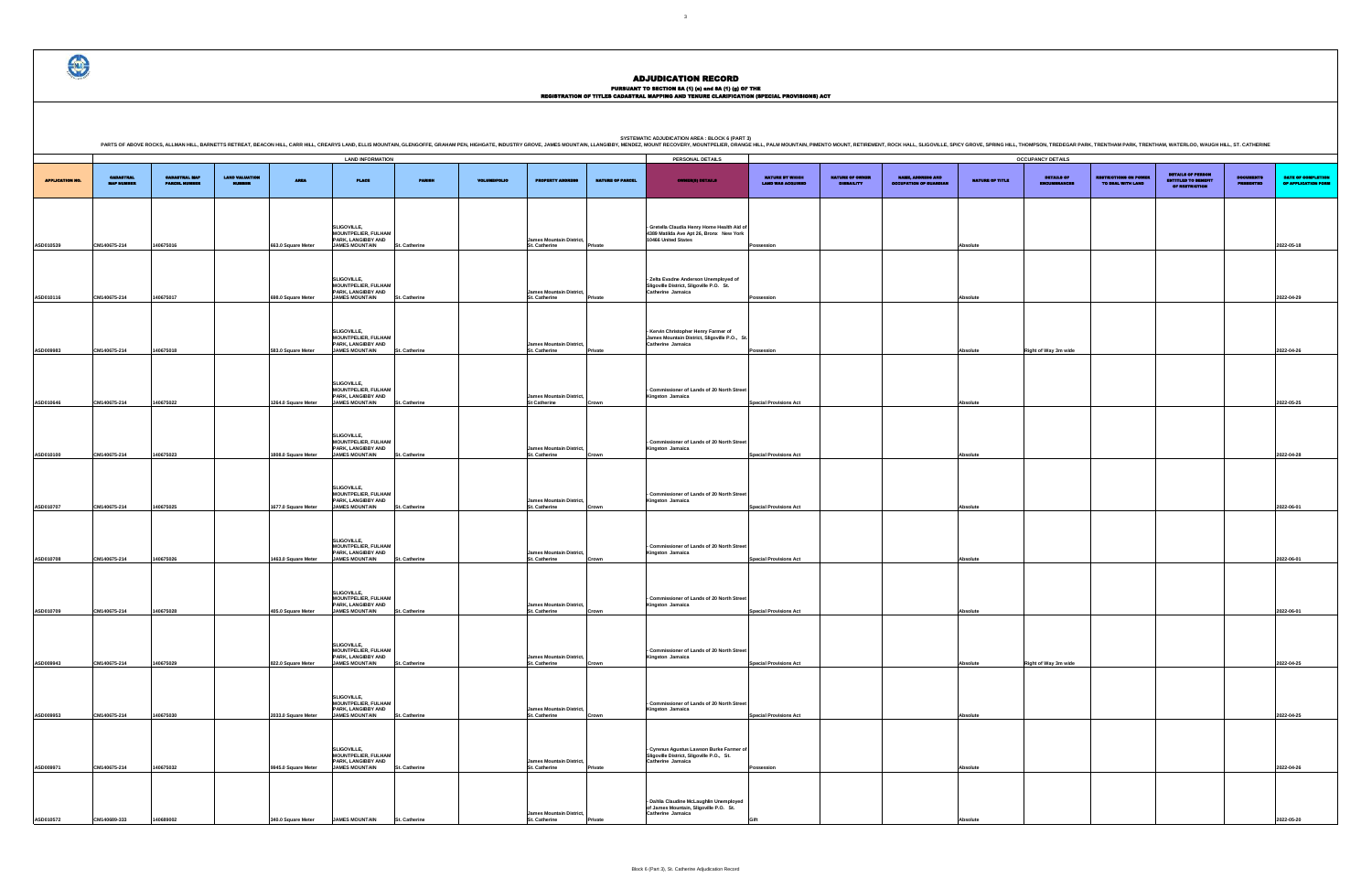# ADJUDICATION RECORD

PURSUANT TO SECTION 8A (1) (e) and 8A (1) (g) OF THE
REGISTRATION OF TITLES CADASTRAL MAPPING AND TENURE CLARIFICATION (SPECIAL PROVISIONS) ACT

SYSTEMATIC ADJUDICATION AREA : BLOCK 6 (PART 3)

PARTS OF ABOVE ROCKS, ALLMAN HILL, BARNETTS RETREAT, BEACON HILL, CARR HILL, CREARYS LAND, ELLIS MOUNTAIN, GLENGOFFE, GRAHAM PEN, HIGHGATE, INDUSTRY GROVE, JAMES MOUNTAIN, LLANGIBBY, MENDEZ, MOUNT RECOVERY, MOUNTPELIER, ORANGE HILL, PALM MOUNTAIN, PIMENTO MOUNT, RETIREMENT, ROCK HALL, SLIGOVILLE, SPICY GROVE, SPRING HILL, THOMPSON, TREDEGAR PARK, TRENTHAM PARK, TRENTHAM, WATERLOO, WAUGH HILL, ST. CATHERINE

| | LAND INFORMATION | | | | | | | | | PERSONAL DETAILS | OCCUPANCY DETAILS | | | | | | | | |
|---|---|---|---|---|---|---|---|---|---|---|---|---|---|---|---|---|---|---|---|
| APPLICATION NO. | CADASTRAL MAP NUMBER | CADASTRAL MAP PARCEL NUMBER | LAND VALUATION NUMBER | AREA | PLACE | PARISH | VOLUME/FOLIO | PROPERTY ADDRESS | NATURE OF PARCEL | OWNER(S) DETAILS | NATURE BY WHICH LAND WAS ACQUIRED | NATURE OF OWNER DISABILITY | NAME, ADDRESS AND OCCUPATION OF GUARDIAN | NATURE OF TITLE | DETAILS OF ENCUMBRANCES | RESTRICTIONS ON POWER TO DEAL WITH LAND | DETAILS OF PERSON ENTITLED TO BENEFIT OF RESTRICTION | DOCUMENTS PRESENTED | DATE OF COMPLETION OF APPLICATION FORM |
| ASD010539 | CM140675-214 | 140675016 | | 663.0 Square Meter | SLIGOVILLE, MOUNTPELIER, FULHAM PARK, LANGIBBY AND JAMES MOUNTAIN | St. Catherine | | James Mountain District, St. Catherine | Private | - Gretella Claudia Henry Home Health Aid of 4269 Matilda Ave Apt 26, Bronx New York 10466 United States | Possession | | | Absolute | | | | | 2022-05-18 |
| ASD010116 | CM140675-214 | 140675017 | | 698.0 Square Meter | SLIGOVILLE, MOUNTPELIER, FULHAM PARK, LANGIBBY AND JAMES MOUNTAIN | St. Catherine | | James Mountain District, St. Catherine | Private | - Zelta Evadne Anderson Unemployed of Sligoville District, Sligoville P.O. St. Catherine Jamaica | Possession | | | Absolute | | | | | 2022-04-29 |
| ASD009983 | CM140675-214 | 140675018 | | 583.0 Square Meter | SLIGOVILLE, MOUNTPELIER, FULHAM PARK, LANGIBBY AND JAMES MOUNTAIN | St. Catherine | | James Mountain District, St. Catherine | Private | - Kervin Christopher Henry Farmer of James Mountain District, Sligoville P.O., St. Catherine Jamaica | Possession | | | Absolute | Right of Way 3m wide | | | | 2022-04-26 |
| ASD010646 | CM140675-214 | 140675022 | | 1264.0 Square Meter | SLIGOVILLE, MOUNTPELIER, FULHAM PARK, LANGIBBY AND JAMES MOUNTAIN | St. Catherine | | James Mountain District, St Catherine | Crown | - Commissioner of Lands of 20 North Street Kingston Jamaica | Special Provisions Act | | | Absolute | | | | | 2022-05-25 |
| ASD010100 | CM140675-214 | 140675023 | | 1808.0 Square Meter | SLIGOVILLE, MOUNTPELIER, FULHAM PARK, LANGIBBY AND JAMES MOUNTAIN | St. Catherine | | James Mountain District, St. Catherine | Crown | - Commissioner of Lands of 20 North Street Kingston Jamaica | Special Provisions Act | | | Absolute | | | | | 2022-04-28 |
| ASD010707 | CM140675-214 | 140675025 | | 3677.0 Square Meter | SLIGOVILLE, MOUNTPELIER, FULHAM PARK, LANGIBBY AND JAMES MOUNTAIN | St. Catherine | | James Mountain District, St. Catherine | Crown | - Commissioner of Lands of 20 North Street Kingston Jamaica | Special Provisions Act | | | Absolute | | | | | 2022-06-01 |
| ASD010708 | CM140675-214 | 140675026 | | 1463.0 Square Meter | SLIGOVILLE, MOUNTPELIER, FULHAM PARK, LANGIBBY AND JAMES MOUNTAIN | St. Catherine | | James Mountain District, St. Catherine | Crown | - Commissioner of Lands of 20 North Street Kingston Jamaica | Special Provisions Act | | | Absolute | | | | | 2022-06-01 |
| ASD010709 | CM140675-214 | 140675028 | | 405.0 Square Meter | SLIGOVILLE, MOUNTPELIER, FULHAM PARK, LANGIBBY AND JAMES MOUNTAIN | St. Catherine | | James Mountain District, St. Catherine | Crown | - Commissioner of Lands of 20 North Street Kingston Jamaica | Special Provisions Act | | | Absolute | | | | | 2022-06-01 |
| ASD009943 | CM140675-214 | 140675029 | | 822.0 Square Meter | SLIGOVILLE, MOUNTPELIER, FULHAM PARK, LANGIBBY AND JAMES MOUNTAIN | St. Catherine | | James Mountain District, St. Catherine | Crown | - Commissioner of Lands of 20 North Street Kingston Jamaica | Special Provisions Act | | | Absolute | Right of Way 3m wide | | | | 2022-04-25 |
| ASD009953 | CM140675-214 | 140675030 | | 2033.0 Square Meter | SLIGOVILLE, MOUNTPELIER, FULHAM PARK, LANGIBBY AND JAMES MOUNTAIN | St. Catherine | | James Mountain District, St. Catherine | Crown | - Commissioner of Lands of 20 North Street Kingston Jamaica | Special Provisions Act | | | Absolute | | | | | 2022-04-25 |
| ASD009971 | CM140675-214 | 140675032 | | 9845.0 Square Meter | SLIGOVILLE, MOUNTPELIER, FULHAM PARK, LANGIBBY AND JAMES MOUNTAIN | St. Catherine | | James Mountain District, St. Catherine | Private | - Cyrenus Agustus Lawson Burke Farmer of Sligoville District, Sligoville P.O., St. Catherine Jamaica | Possession | | | Absolute | | | | | 2022-04-26 |
| ASD010572 | CM140689-333 | 140689002 | | 340.0 Square Meter | JAMES MOUNTAIN | St. Catherine | | James Mountain District, St. Catherine | Private | - Dahlia Claudine McLaughlin Unemployed of James Mountain, Sligoville P.O. St. Catherine Jamaica | Gift | | | Absolute | | | | | 2022-05-20 |

Block 6 (Part 3), St. Catherine Adjudication Record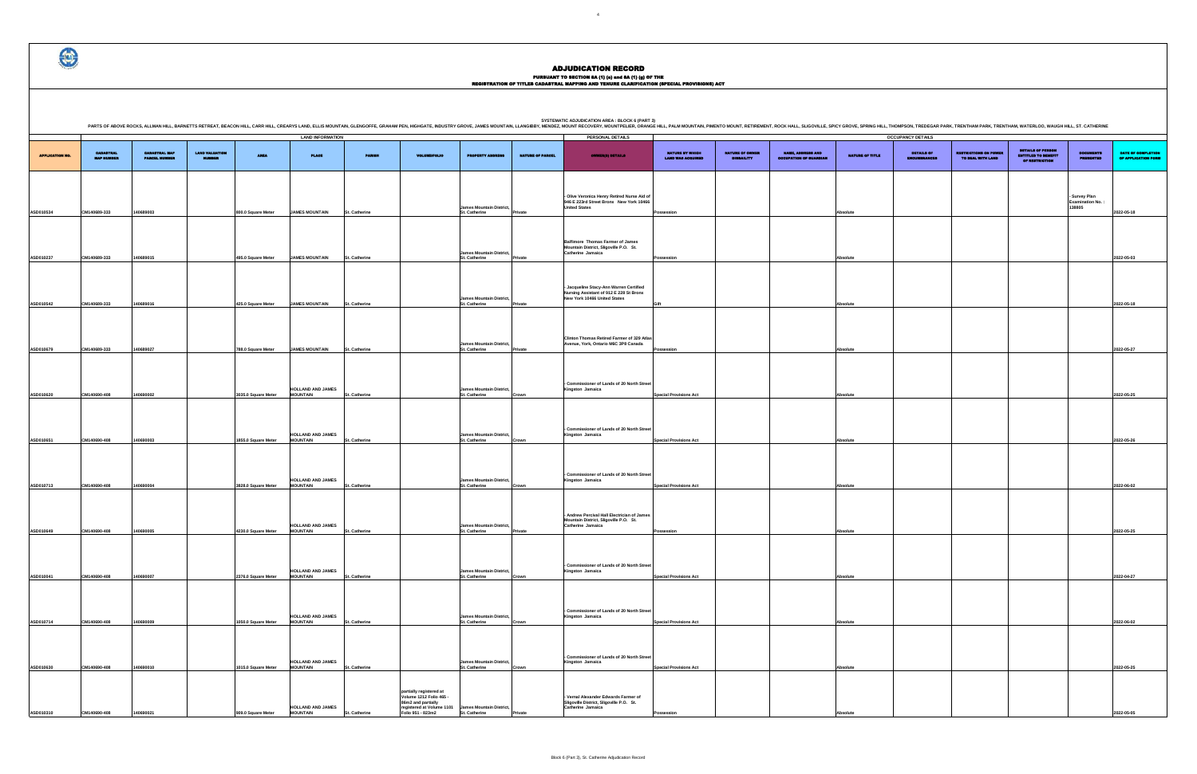# ADJUDICATION RECORD

## PURSUANT TO SECTION 8A (1) (e) and 8A (1) (g) OF THE REGISTRATION OF TITLES CADASTRAL MAPPING AND TENURE CLARIFICATION (SPECIAL PROVISIONS) ACT

SYSTEMATIC ADJUDICATION AREA : BLOCK 6 (PART 3)

PARTS OF ABOVE ROCKS, ALLMAN HILL, BARNETTS RETREAT, BEACON HILL, CARR HILL, CREARYS LAND, ELLIS MOUNTAIN, GLENGOFFE, GRAHAM PEN, HIGHGATE, INDUSTRY GROVE, JAMES MOUNTAIN, LLANGIBBY, MENDEZ, MOUNT RECOVERY, MOUNTPELIER, ORANGE HILL, PALM MOUNTAIN, PIMENTO MOUNT, RETIREMENT, ROCK HALL, SLIGOVILLE, SPICY GROVE, SPRING HILL, THOMPSON, TREDEGAR PARK, TRENTHAM PARK, TRENTHAM, WATERLOO, WAUGH HILL, ST. CATHERINE

| APPLICATION NO. | CADASTRAL MAP NUMBER | CADASTRAL MAP PARCEL NUMBER | LAND VALUATION NUMBER | AREA | PLACE | PARISH | VOLUME/FOLIO | PROPERTY ADDRESS | NATURE OF PARCEL | OWNER(S) DETAILS | NATURE BY WHICH LAND WAS ACQUIRED | NATURE OF OWNER DISBAILITY | NAME, ADDRESS AND OCCUPATION OF GUARDIAN | NATURE OF TITLE | DETAILS OF ENCUMBRANCES | RESTRICTIONS ON POWER TO DEAL WITH LAND | DETAILS OF PERSON ENTITLED TO BENEFIT OF RESTRICTION | DOCUMENTS PRESENTED | DATE OF COMPLETION OF APPLICATION FORM |
|---|---|---|---|---|---|---|---|---|---|---|---|---|---|---|---|---|---|---|---|
| | | | | LAND INFORMATION | | | | | | PERSONAL DETAILS | | | | OCCUPANCY DETAILS | | | | | |
| ASD010534 | CM140689-333 | 140689003 | | 800.0 Square Meter | JAMES MOUNTAIN | St. Catherine | | James Mountain District, St. Catherine | Private | - Olive Veronica Henry Retired Nurse Aid of 946 E 223rd Street Bronx New York 10466 United States | Possession | | | Absolute | | | | - Survey Plan Examination No. : 138805 | 2022-05-18 |
| ASD010237 | CM140689-333 | 140689015 | | 495.0 Square Meter | JAMES MOUNTAIN | St. Catherine | | James Mountain District, St. Catherine | Private | Balfimore Thomas Farmer of James Mountain District, Sligoville P.O. St. Catherine Jamaica | Possession | | | Absolute | | | | | 2022-05-03 |
| ASD010542 | CM140689-333 | 140689016 | | 425.0 Square Meter | JAMES MOUNTAIN | St. Catherine | | James Mountain District, St. Catherine | Private | - Jacqueline Stacy-Ann Warren Certified Nursing Assistant of 912 E 228 St Bronx New York 10466 United States | Gift | | | Absolute | | | | | 2022-05-18 |
| ASD010679 | CM140689-333 | 140689027 | | 788.0 Square Meter | JAMES MOUNTAIN | St. Catherine | | James Mountain District, St. Catherine | Private | Clinton Thomas Retired Farmer of 329 Atlas Avenue, York, Ontario M6C 3P8 Canada | Possession | | | Absolute | | | | | 2022-05-27 |
| ASD010620 | CM140690-408 | 140690002 | | 3035.0 Square Meter | HOLLAND AND JAMES MOUNTAIN | St. Catherine | | James Mountain District, St. Catherine | Crown | - Commissioner of Lands of 20 North Street Kingston Jamaica | Special Provisions Act | | | Absolute | | | | | 2022-05-25 |
| ASD010651 | CM140690-408 | 140690003 | | 1855.0 Square Meter | HOLLAND AND JAMES MOUNTAIN | St. Catherine | | James Mountain District, St. Catherine | Crown | - Commissioner of Lands of 20 North Street Kingston Jamaica | Special Provisions Act | | | Absolute | | | | | 2022-05-26 |
| ASD010713 | CM140690-408 | 140690004 | | 3828.0 Square Meter | HOLLAND AND JAMES MOUNTAIN | St. Catherine | | James Mountain District, St. Catherine | Crown | - Commissioner of Lands of 20 North Street Kingston Jamaica | Special Provisions Act | | | Absolute | | | | | 2022-06-02 |
| ASD010649 | CM140690-408 | 140690005 | | 4230.0 Square Meter | HOLLAND AND JAMES MOUNTAIN | St. Catherine | | James Mountain District, St. Catherine | Private | - Andrew Percival Hall Electrician of James Mountain District, Sligoville P.O. St. Catherine Jamaica | Possession | | | Absolute | | | | | 2022-05-25 |
| ASD010041 | CM140690-408 | 140690007 | | 2376.0 Square Meter | HOLLAND AND JAMES MOUNTAIN | St. Catherine | | James Mountain District, St. Catherine | Crown | - Commissioner of Lands of 20 North Street Kingston Jamaica | Special Provisions Act | | | Absolute | | | | | 2022-04-27 |
| ASD010714 | CM140690-408 | 140690009 | | 1050.0 Square Meter | HOLLAND AND JAMES MOUNTAIN | St. Catherine | | James Mountain District, St. Catherine | Crown | - Commissioner of Lands of 20 North Street Kingston Jamaica | Special Provisions Act | | | Absolute | | | | | 2022-06-02 |
| ASD010630 | CM140690-408 | 140690010 | | 1015.0 Square Meter | HOLLAND AND JAMES MOUNTAIN | St. Catherine | | James Mountain District, St. Catherine | Crown | - Commissioner of Lands of 20 North Street Kingston Jamaica | Special Provisions Act | | | Absolute | | | | | 2022-05-25 |
| ASD010310 | CM140690-408 | 140690021 | | 909.0 Square Meter | HOLLAND AND JAMES MOUNTAIN | St. Catherine | partially registered at Volume 1212 Folio 465 - 86m2 and partially registered at Volume 1101 Folio 951 - 823m2 | James Mountain District, St. Catherine | Private | - Vernal Alexander Edwards Farmer of Sligoville District, Sligoville P.O. St. Catherine Jamaica | Possession | | | Absolute | | | | | 2022-05-05 |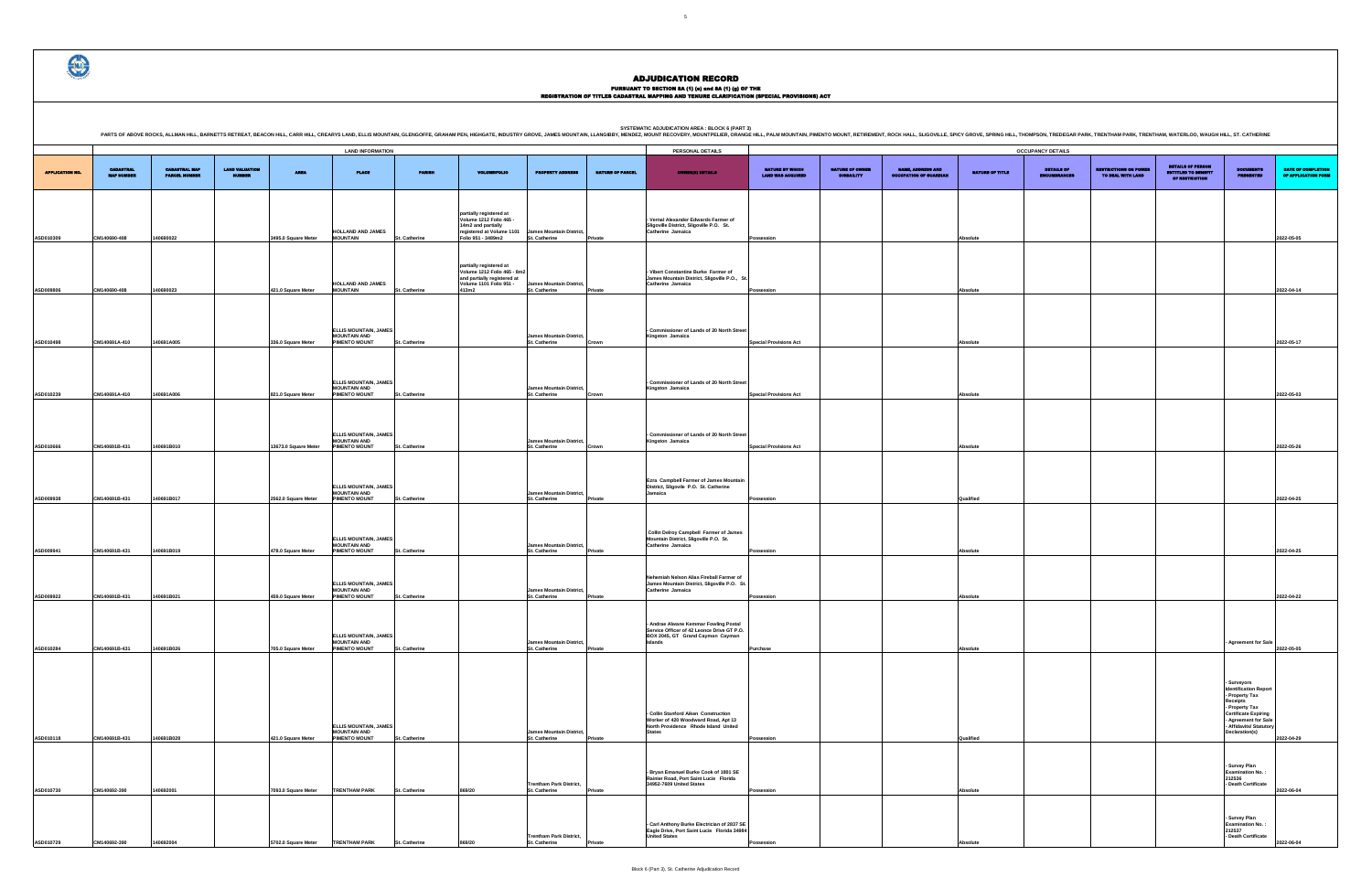# ADJUDICATION RECORD

PURSUANT TO SECTION 8A (1) (e) and 8A (1) (g) OF THE
REGISTRATION OF TITLES CADASTRAL MAPPING AND TENURE CLARIFICATION (SPECIAL PROVISIONS) ACT

SYSTEMATIC ADJUDICATION AREA : BLOCK 6 (PART 3)

PARTS OF ABOVE ROCKS, ALLMAN HILL, BARNETTS RETREAT, BEACON HILL, CARR HILL, CREARYS LAND, ELLIS MOUNTAIN, GLENGOFFE, GRAHAM PEN, HIGHGATE, INDUSTRY GROVE, JAMES MOUNTAIN, LLANGIBBY, MENDEZ, MOUNT RECOVERY, MOUNTPELIER, ORANGE HILL, PALM MOUNTAIN, PIMENTO MOUNT, RETIREMENT, ROCK HALL, SLIGOVILLE, SPICY GROVE, SPRING HILL, THOMPSON, TREDEGAR PARK, TRENTHAM PARK, TRENTHAM, WATERLOO, WAUGH HILL, ST. CATHERINE

| | LAND INFORMATION | | | | | | | | | PERSONAL DETAILS | OCCUPANCY DETAILS | | | | | | | | |
|---|---|---|---|---|---|---|---|---|---|---|---|---|---|---|---|---|---|---|---|
| APPLICATION NO. | CADASTRAL MAP NUMBER | CADASTRAL MAP PARCEL NUMBER | LAND VALUATION NUMBER | AREA | PLACE | PARISH | VOLUME/FOLIO | PROPERTY ADDRESS | NATURE OF PARCEL | OWNER(S) DETAILS | NATURE BY WHICH LAND WAS ACQUIRED | NATURE OF OWNER DISBALITY | NAME, ADDRESS AND OCCUPATION OF GUARDIAN | NATURE OF TITLE | DETAILS OF ENCUMBRANCES | RESTRICTIONS ON POWER TO DEAL WITH LAND | DETAILS OF PERSON ENTITLED TO BENEFIT OF RESTRICTION | DOCUMENTS PRESENTED | DATE OF COMPLETION OF APPLICATION FORM |
| ASD010309 | CM140690-408 | 140690022 | | 3495.0 Square Meter | HOLLAND AND JAMES MOUNTAIN | St. Catherine | partially registered at Volume 1212 Folio 465 - 14m2 and partially registered at Volume 1101 Folio 951 - 3480m2 | James Mountain District, St. Catherine | Private | - Vernal Alexander Edwards Farmer of Sligoville District, Sligoville P.O. St. Catherine Jamaica | Possession | | | Absolute | | | | | 2022-05-05 |
| ASD009806 | CM140690-408 | 140690023 | | 421.0 Square Meter | HOLLAND AND JAMES MOUNTAIN | St. Catherine | partially registered at Volume 1212 Folio 465 - 9m2 and partially registered at Volume 1101 Folio 951 - 412m2 | James Mountain District, St. Catherine | Private | - Vibert Constantine Burke Farmer of James Mountain District, Sligoville P.O., St. Catherine Jamaica | Possession | | | Absolute | | | | | 2022-04-14 |
| ASD010498 | CM140691A-410 | 140691A005 | | 336.0 Square Meter | ELLIS MOUNTAIN, JAMES MOUNTAIN AND PIMENTO MOUNT | St. Catherine | | James Mountain District, St. Catherine | Crown | - Commissioner of Lands of 20 North Street Kingston Jamaica | Special Provisions Act | | | Absolute | | | | | 2022-05-17 |
| ASD010239 | CM140691A-410 | 140691A006 | | 621.0 Square Meter | ELLIS MOUNTAIN, JAMES MOUNTAIN AND PIMENTO MOUNT | St. Catherine | | James Mountain District, St. Catherine | Crown | - Commissioner of Lands of 20 North Street Kingston Jamaica | Special Provisions Act | | | Absolute | | | | | 2022-05-03 |
| ASD010666 | CM140691B-431 | 140691B010 | | 13673.0 Square Meter | ELLIS MOUNTAIN, JAMES MOUNTAIN AND PIMENTO MOUNT | St. Catherine | | James Mountain District, St. Catherine | Crown | - Commissioner of Lands of 20 North Street Kingston Jamaica | Special Provisions Act | | | Absolute | | | | | 2022-05-26 |
| ASD009938 | CM140691B-431 | 140691B017 | | 2562.0 Square Meter | ELLIS MOUNTAIN, JAMES MOUNTAIN AND PIMENTO MOUNT | St. Catherine | | James Mountain District, St. Catherine | Private | Ezra Campbell Farmer of James Mountain District, Sligovile P.O. St. Catherine Jamaica | Possession | | | Qualified | | | | | 2022-04-25 |
| ASD009941 | CM140691B-431 | 140691B019 | | 478.0 Square Meter | ELLIS MOUNTAIN, JAMES MOUNTAIN AND PIMENTO MOUNT | St. Catherine | | James Mountain District, St. Catherine | Private | Collin Delroy Campbell Farmer of James Mountain District, Sligoville P.O. St. Catherine Jamaica | Possession | | | Absolute | | | | | 2022-04-25 |
| ASD009922 | CM140691B-431 | 140691B021 | | 459.0 Square Meter | ELLIS MOUNTAIN, JAMES MOUNTAIN AND PIMENTO MOUNT | St. Catherine | | James Mountain District, St. Catherine | Private | Nehemiah Nelson Alias Fireball Farmer of James Mountain District, Sligoville P.O. St. Catherine Jamaica | Possession | | | Absolute | | | | | 2022-04-22 |
| ASD010284 | CM140691B-431 | 140691B026 | | 705.0 Square Meter | ELLIS MOUNTAIN, JAMES MOUNTAIN AND PIMENTO MOUNT | St. Catherine | | James Mountain District, St. Catherine | Private | - Andrae Alwane Kemmar Fowling Postal Service Officer of 42 Leonce Drive GT P.O. BOX 2045, GT Grand Cayman Cayman Islands | Purchase | | | Absolute | | | | - Agreement for Sale | 2022-05-05 |
| ASD010118 | CM140691B-431 | 140691B028 | | 421.0 Square Meter | ELLIS MOUNTAIN, JAMES MOUNTAIN AND PIMENTO MOUNT | St. Catherine | | James Mountain District, St. Catherine | Private | - Collin Stanford Aiken Construction Worker of 420 Woodward Road, Apt 13 North Providence Rhode Island United States | Possession | | | Qualified | | | | - Surveyors Identification Report - Property Tax Receipts - Property Tax Certificate Expiring - Agreement for Sale - Affidavits/ Statutory Declaration(s) | 2022-04-29 |
| ASD010730 | CM140692-390 | 140692001 | | 7093.0 Square Meter | TRENTHAM PARK | St. Catherine | 868/20 | Trentham Park District, St. Catherine | Private | - Bryan Emanuel Burke Cook of 1801 SE Rainier Road, Port Saint Lucie Florida 34952-7609 United States | Possession | | | Absolute | | | | - Survey Plan Examination No. : 212536 - Death Certificate | 2022-06-04 |
| ASD010729 | CM140692-390 | 140692004 | | 5702.0 Square Meter | TRENTHAM PARK | St. Catherine | 868/20 | Trentham Park District, St. Catherine | Private | - Carl Anthony Burke Electrician of 2837 SE Eagle Drive, Port Saint Lucie Florida 34984 United States | Possession | | | Absolute | | | | - Survey Plan Examination No. : 212537 - Death Certificate | 2022-06-04 |

Block 6 (Part 3), St. Catherine Adjudication Record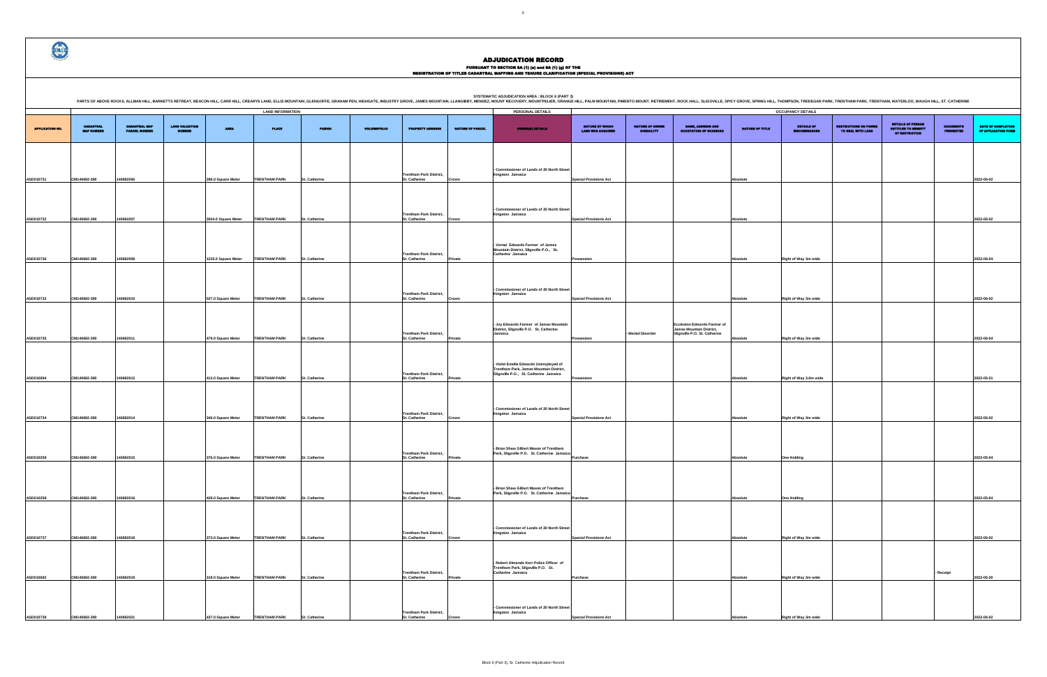# ADJUDICATION RECORD

PURSUANT TO SECTION 8A (1) (e) and 8A (1) (g) OF THE
REGISTRATION OF TITLES CADASTRAL MAPPING AND TENURE CLARIFICATION (SPECIAL PROVISIONS) ACT

SYSTEMATIC ADJUDICATION AREA : BLOCK 6 (PART 3)

PARTS OF ABOVE ROCKS, ALLMAN HILL, BARNETTS RETREAT, BEACON HILL, CARR HILL, CREARYS LAND, ELLIS MOUNTAIN, GLENGOFFE, GRAHAM PEN, HIGHGATE, INDUSTRY GROVE, JAMES MOUNTAIN, LLANGIBBY, MENDEZ, MOUNT RECOVERY, MOUNTPELIER, ORANGE HILL, PALM MOUNTAIN, PIMENTO MOUNT, RETIREMENT, ROCK HALL, SLIGOVILLE, SPICY GROVE, SPRING HILL, THOMPSON, TREDEGAR PARK, TRENTHAM PARK, TRENTHAM, WATERLOO, WAUGH HILL, ST. CATHERINE

| | LAND INFORMATION | | | | | | | | | PERSONAL DETAILS | OCCUPANCY DETAILS | | | | | | | | |
|---|---|---|---|---|---|---|---|---|---|---|---|---|---|---|---|---|---|---|---|
| APPLICATION NO. | CADASTRAL MAP NUMBER | CADASTRAL MAP PARCEL NUMBER | LAND VALUATION NUMBER | AREA | PLACE | PARISH | VOLUME/FOLIO | PROPERTY ADDRESS | NATURE OF PARCEL | OWNER(S) DETAILS | NATURE BY WHICH LAND WAS ACQUIRED | NATURE OF OWNER DISABILITY | NAME, ADDRESS AND OCCUPATION OF GUARDIAN | NATURE OF TITLE | DETAILS OF ENCUMBRANCES | RESTRICTIONS ON POWER TO DEAL WITH LAND | DETAILS OF PERSON ENTITLED TO BENEFIT OF RESTRICTION | DOCUMENTS PRESENTED | DATE OF COMPLETION OF APPLICATION FORM |
| ASD010731 | CM140692-390 | 140692006 | | 286.0 Square Meter | TRENTHAM PARK | St. Catherine | | Trentham Park District, St. Catherine | Crown | - Commissioner of Lands of 20 North Street Kingston Jamaica | Special Provisions Act | | | Absolute | | | | | 2022-06-02 |
| ASD010732 | CM140692-390 | 140692007 | | 3004.0 Square Meter | TRENTHAM PARK | St. Catherine | | Trentham Park District, St. Catherine | Crown | - Commissioner of Lands of 20 North Street Kingston Jamaica | Special Provisions Act | | | Absolute | | | | | 2022-06-02 |
| ASD010736 | CM140692-390 | 140692008 | | 1235.0 Square Meter | TRENTHAM PARK | St. Catherine | | Trentham Park District, St. Catherine | Private | - Vernal Edwards Farmer of James Mountain District, Sligoville P.O., St. Catherine Jamaica | Possession | | | Absolute | Right of Way 3m wide | | | | 2022-06-04 |
| ASD010733 | CM140692-390 | 140692010 | | 527.0 Square Meter | TRENTHAM PARK | St. Catherine | | Trentham Park District, St. Catherine | Crown | - Commissioner of Lands of 20 North Street Kingston Jamaica | Special Provisions Act | | | Absolute | Right of Way 3m wide | | | | 2022-06-02 |
| ASD010735 | CM140692-390 | 140692011 | | 479.0 Square Meter | TRENTHAM PARK | St. Catherine | | Trentham Park District, St. Catherine | Private | - Joy Edwards Farmer of James Mountain District, Sligoville P.O. St. Catherine Jamaica | Possession | - Mental Disorder | Eccleston Edwards Farmer of James Mountain District, Sligoville P.O. St. Catherine | Absolute | Right of Way 3m wide | | | | 2022-06-04 |
| ASD010694 | CM140692-390 | 140692012 | | 413.0 Square Meter | TRENTHAM PARK | St. Catherine | | Trentham Park District, St. Catherine | Private | - Violet Estella Edwards Unemployed of Trentham Park, James Mountain District, Sligoville P.O., St. Catherine Jamaica | Possession | | | Absolute | Right of Way 3.0m wide | | | | 2022-05-31 |
| ASD010734 | CM140692-390 | 140692014 | | 346.0 Square Meter | TRENTHAM PARK | St. Catherine | | Trentham Park District, St. Catherine | Crown | - Commissioner of Lands of 20 North Street Kingston Jamaica | Special Provisions Act | | | Absolute | Right of Way 3m wide | | | | 2022-06-02 |
| ASD010259 | CM140692-390 | 140692015 | | 376.0 Square Meter | TRENTHAM PARK | St. Catherine | | Trentham Park District, St. Catherine | Private | - Brian Shaw Gilbert Mason of Trentham Park, Sligoville P.O. St. Catherine Jamaica | Purchase | | | Absolute | One Holding | | | | 2022-05-04 |
| ASD010258 | CM140692-390 | 140692016 | | 428.0 Square Meter | TRENTHAM PARK | St. Catherine | | Trentham Park District, St. Catherine | Private | - Brian Shaw Gilbert Mason of Trentham Park, Sligoville P.O. St. Catherine Jamaica | Purchase | | | Absolute | One Holding | | | | 2022-05-04 |
| ASD010737 | CM140692-390 | 140692018 | | 373.0 Square Meter | TRENTHAM PARK | St. Catherine | | Trentham Park District, St. Catherine | Crown | - Commissioner of Lands of 20 North Street Kingston Jamaica | Special Provisions Act | | | Absolute | Right of Way 3m wide | | | | 2022-06-02 |
| ASD010682 | CM140692-390 | 140692019 | | 318.0 Square Meter | TRENTHAM PARK | St. Catherine | | Trentham Park District, St. Catherine | Private | - Robert Almando Kerr Police Officer of Trentham Park, Sligoville P.O. St. Catherine Jamaica | Purchase | | | Absolute | Right of Way 3m wide | | | - Receipt | 2022-05-30 |
| ASD010738 | CM140692-390 | 140692021 | | 437.0 Square Meter | TRENTHAM PARK | St. Catherine | | Trentham Park District, St. Catherine | Crown | - Commissioner of Lands of 20 North Street Kingston Jamaica | Special Provisions Act | | | Absolute | Right of Way 3m wide | | | | 2022-06-02 |

Block 6 (Part 3), St. Catherine Adjudication Record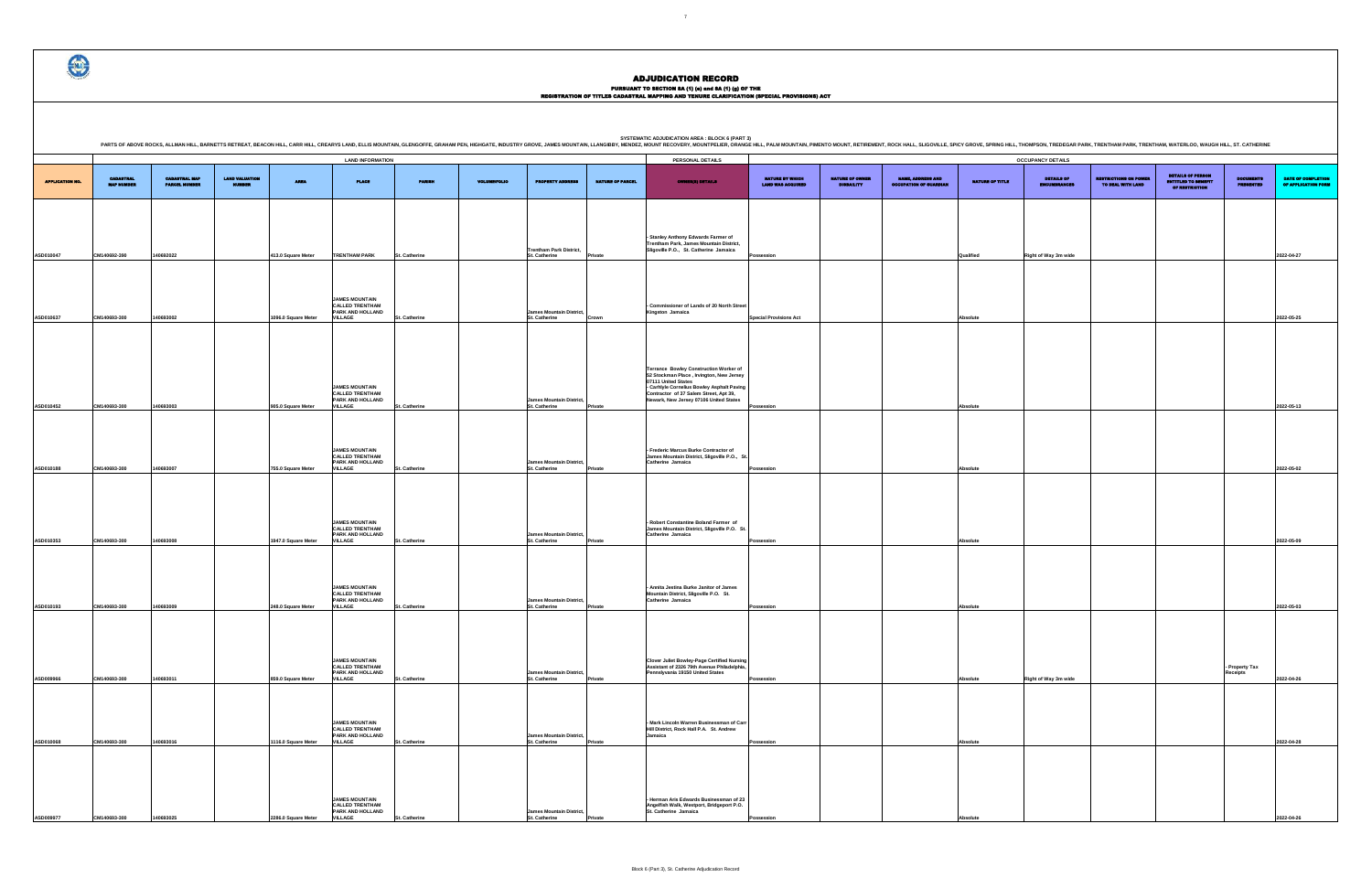# ADJUDICATION RECORD

PURSUANT TO SECTION 8A (1) (e) and 8A (1) (g) OF THE
REGISTRATION OF TITLES CADASTRAL MAPPING AND TENURE CLARIFICATION (SPECIAL PROVISIONS) ACT

SYSTEMATIC ADJUDICATION AREA : BLOCK 6 (PART 3)

PARTS OF ABOVE ROCKS, ALLMAN HILL, BARNETTS RETREAT, BEACON HILL, CARR HILL, CREARYS LAND, ELLIS MOUNTAIN, GLENGOFFE, GRAHAM PEN, HIGHGATE, INDUSTRY GROVE, JAMES MOUNTAIN, LLANGIBBY, MENDEZ, MOUNT RECOVERY, MOUNTPELIER, ORANGE HILL, PALM MOUNTAIN, PIMENTO MOUNT, RETIREMENT, ROCK HALL, SLIGOVILLE, SPICY GROVE, SPRING HILL, THOMPSON, TREDEGAR PARK, TRENTHAM PARK, TRENTHAM, WATERLOO, WAUGH HILL, ST. CATHERINE

| | LAND INFORMATION | | | | | | | | | PERSONAL DETAILS | OCCUPANCY DETAILS | | | | | | | | |
|---|---|---|---|---|---|---|---|---|---|---|---|---|---|---|---|---|---|---|---|
| APPLICATION NO. | CADASTRAL MAP NUMBER | CADASTRAL MAP PARCEL NUMBER | LAND VALUATION NUMBER | AREA | PLACE | PARISH | VOLUME/FOLIO | PROPERTY ADDRESS | NATURE OF PARCEL | OWNER(S) DETAILS | NATURE BY WHICH LAND WAS ACQUIRED | NATURE OF OWNER DISABILITY | NAME, ADDRESS AND OCCUPATION OF GUARDIAN | NATURE OF TITLE | DETAILS OF ENCUMBRANCES | RESTRICTIONS ON POWER TO DEAL WITH LAND | DETAILS OF PERSON ENTITLED TO BENEFIT OF RESTRICTION | DOCUMENTS PRESENTED | DATE OF COMPLETION OF APPLICATION FORM |
| ASD010047 | CM140692-300 | 140692022 | | 413.0 Square Meter | TRENTHAM PARK | St. Catherine | | Trentham Park District, St. Catherine | Private | - Stanley Anthony Edwards Farmer of Trentham Park, James Mountain District, Sligoville P.O., St. Catherine Jamaica | Possession | | | Qualified | Right of Way 3m wide | | | | 2022-04-27 |
| ASD010637 | CM140693-300 | 140693002 | | 1096.0 Square Meter | JAMES MOUNTAIN CALLED TRENTHAM PARK AND HOLLAND VILLAGE | St. Catherine | | James Mountain District, St. Catherine | Crown | - Commissioner of Lands of 20 North Street Kingston Jamaica | Special Provisions Act | | | Absolute | | | | | 2022-05-25 |
| ASD010452 | CM140693-300 | 140693003 | | 905.0 Square Meter | JAMES MOUNTAIN CALLED TRENTHAM PARK AND HOLLAND VILLAGE | St. Catherine | | James Mountain District, St. Catherine | Private | Terrance Bowley Construction Worker of 52 Stockman Place , Irvington, New Jersey 07111 United States<br>- Carhlyle Cornelius Bowley Asphalt Paving Contractor of 37 Salem Street, Apt 39, Newark, New Jersey 07106 United States | Possession | | | Absolute | | | | | 2022-05-13 |
| ASD010188 | CM140693-300 | 140693007 | | 755.0 Square Meter | JAMES MOUNTAIN CALLED TRENTHAM PARK AND HOLLAND VILLAGE | St. Catherine | | James Mountain District, St. Catherine | Private | - Frederic Marcus Burke Contractor of James Mountain District, Sligoville P.O., St. Catherine Jamaica | Possession | | | Absolute | | | | | 2022-05-02 |
| ASD010353 | CM140693-300 | 140693008 | | 1947.0 Square Meter | JAMES MOUNTAIN CALLED TRENTHAM PARK AND HOLLAND VILLAGE | St. Catherine | | James Mountain District, St. Catherine | Private | - Robert Constantine Boland Farmer of James Mountain District, Sligoville P.O. St. Catherine Jamaica | Possession | | | Absolute | | | | | 2022-05-09 |
| ASD010193 | CM140693-300 | 140693009 | | 248.0 Square Meter | JAMES MOUNTAIN CALLED TRENTHAM PARK AND HOLLAND VILLAGE | St. Catherine | | James Mountain District, St. Catherine | Private | - Annita Jestina Burke Janitor of James Mountain District, Sligoville P.O. St. Catherine Jamaica | Possession | | | Absolute | | | | | 2022-05-03 |
| ASD009966 | CM140693-300 | 140693011 | | 859.0 Square Meter | JAMES MOUNTAIN CALLED TRENTHAM PARK AND HOLLAND VILLAGE | St. Catherine | | James Mountain District, St. Catherine | Private | Clover Juliet Bowley-Page Certified Nursing Assistant of 2326 79th Avenue Philadelphia, Pennsylvania 19150 United States | Possession | | | Absolute | Right of Way 3m wide | | | - Property Tax Receipts | 2022-04-26 |
| ASD010068 | CM140693-300 | 140693016 | | 1116.0 Square Meter | JAMES MOUNTAIN CALLED TRENTHAM PARK AND HOLLAND VILLAGE | St. Catherine | | James Mountain District, St. Catherine | Private | - Mark Lincoln Warren Businessman of Carr Hill District, Rock Hall P.A. St. Andrew Jamaica | Possession | | | Absolute | | | | | 2022-04-28 |
| ASD009977 | CM140693-300 | 140693025 | | 2286.0 Square Meter | JAMES MOUNTAIN CALLED TRENTHAM PARK AND HOLLAND VILLAGE | St. Catherine | | James Mountain District, St. Catherine | Private | - Herman Arie Edwards Businessman of 23 Angelfish Walk, Westport, Bridgeport P.O. St. Catherine Jamaica | Possession | | | Absolute | | | | | 2022-04-26 |

Block 6 (Part 3), St. Catherine Adjudication Record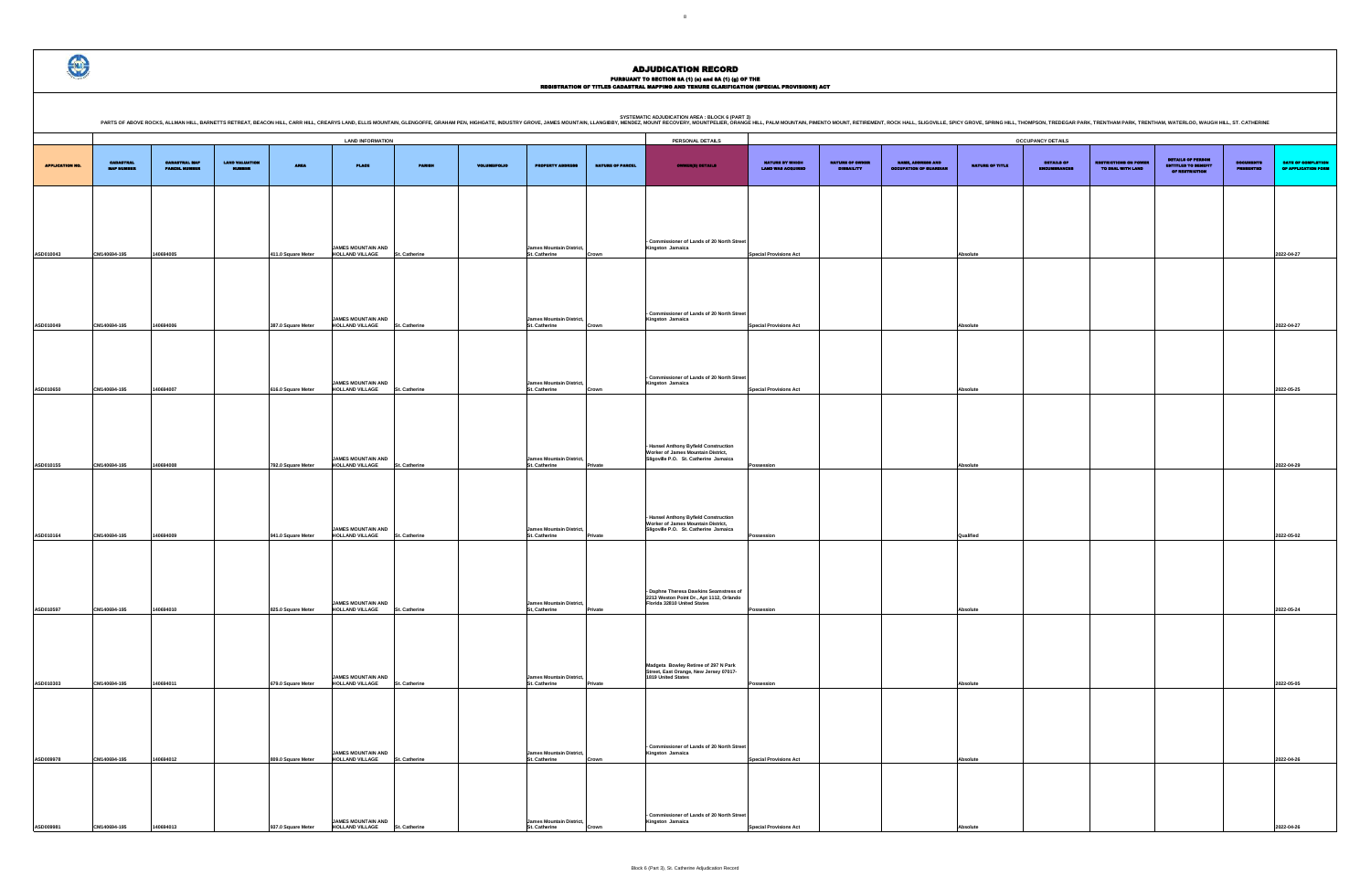# ADJUDICATION RECORD

PURSUANT TO SECTION 8A (1) (e) and 8A (1) (g) OF THE
REGISTRATION OF TITLES CADASTRAL MAPPING AND TENURE CLARIFICATION (SPECIAL PROVISIONS) ACT

SYSTEMATIC ADJUDICATION AREA : BLOCK 6 (PART 3)

PARTS OF ABOVE ROCKS, ALLMAN HILL, BARNETTS RETREAT, BEACON HILL, CARR HILL, CREARYS LAND, ELLIS MOUNTAIN, GLENGOFFE, GRAHAM PEN, HIGHGATE, INDUSTRY GROVE, JAMES MOUNTAIN, LLANGIBBY, MENDEZ, MOUNT RECOVERY, MOUNTPELIER, ORANGE HILL, PALM MOUNTAIN, PIMENTO MOUNT, RETIREMENT, ROCK HALL, SLIGOVILLE, SPICY GROVE, SPRING HILL, THOMPSON, TREDEGAR PARK, TRENTHAM PARK, TRENTHAM, WATERLOO, WAUGH HILL, ST. CATHERINE

| | LAND INFORMATION | | | | | | | | | PERSONAL DETAILS | OCCUPANCY DETAILS | | | | | | | | |
|---|---|---|---|---|---|---|---|---|---|---|---|---|---|---|---|---|---|---|---|
| APPLICATION NO. | CADASTRAL MAP NUMBER | CADASTRAL MAP PARCEL NUMBER | LAND VALUATION NUMBER | AREA | PLACE | PARISH | VOLUME/FOLIO | PROPERTY ADDRESS | NATURE OF PARCEL | OWNER(S) DETAILS | NATURE BY WHICH LAND WAS ACQUIRED | NATURE OF OWNER DISABILITY | NAME, ADDRESS AND OCCUPATION OF GUARDIAN | NATURE OF TITLE | DETAILS OF ENCUMBRANCES | RESTRICTIONS ON POWER TO DEAL WITH LAND | DETAILS OF PERSON ENTITLED TO BENEFIT OF RESTRICTION | DOCUMENTS PRESENTED | DATE OF COMPLETION OF APPLICATION FORM |
| ASD010043 | CM140694-195 | 140694005 | | 411.0 Square Meter | JAMES MOUNTAIN AND HOLLAND VILLAGE | St. Catherine | | James Mountain District, St. Catherine | Crown | - Commissioner of Lands of 20 North Street Kingston Jamaica | Special Provisions Act | | | Absolute | | | | | 2022-04-27 |
| ASD010049 | CM140694-195 | 140694006 | | 387.0 Square Meter | JAMES MOUNTAIN AND HOLLAND VILLAGE | St. Catherine | | James Mountain District, St. Catherine | Crown | - Commissioner of Lands of 20 North Street Kingston Jamaica | Special Provisions Act | | | Absolute | | | | | 2022-04-27 |
| ASD010650 | CM140694-195 | 140694007 | | 616.0 Square Meter | JAMES MOUNTAIN AND HOLLAND VILLAGE | St. Catherine | | James Mountain District, St. Catherine | Crown | - Commissioner of Lands of 20 North Street Kingston Jamaica | Special Provisions Act | | | Absolute | | | | | 2022-05-25 |
| ASD010155 | CM140694-195 | 140694008 | | 792.0 Square Meter | JAMES MOUNTAIN AND HOLLAND VILLAGE | St. Catherine | | James Mountain District, St. Catherine | Private | - Hansel Anthony Byfield Construction Worker of James Mountain District, Sligoville P.O. St. Catherine Jamaica | Possession | | | Absolute | | | | | 2022-04-29 |
| ASD010164 | CM140694-195 | 140694009 | | 941.0 Square Meter | JAMES MOUNTAIN AND HOLLAND VILLAGE | St. Catherine | | James Mountain District, St. Catherine | Private | - Hansel Anthony Byfield Construction Worker of James Mountain District, Sligoville P.O. St. Catherine Jamaica | Possession | | | Qualified | | | | | 2022-05-02 |
| ASD010597 | CM140694-195 | 140694010 | | 825.0 Square Meter | JAMES MOUNTAIN AND HOLLAND VILLAGE | St. Catherine | | James Mountain District, St. Catherine | Private | - Daphne Theresa Dawkins Seamstress of 2213 Weston Point Dr., Apt 1112, Orlando Florida 32810 United States | Possession | | | Absolute | | | | | 2022-05-24 |
| ASD010303 | CM140694-195 | 140694011 | | 679.0 Square Meter | JAMES MOUNTAIN AND HOLLAND VILLAGE | St. Catherine | | James Mountain District, St. Catherine | Private | Madgeta Bowley Retiree of 297 N Park Street, East Orange, New Jersey 07017-1819 United States | Possession | | | Absolute | | | | | 2022-05-05 |
| ASD009978 | CM140694-195 | 140694012 | | 809.0 Square Meter | JAMES MOUNTAIN AND HOLLAND VILLAGE | St. Catherine | | James Mountain District, St. Catherine | Crown | - Commissioner of Lands of 20 North Street Kingston Jamaica | Special Provisions Act | | | Absolute | | | | | 2022-04-26 |
| ASD009981 | CM140694-195 | 140694013 | | 537.0 Square Meter | JAMES MOUNTAIN AND HOLLAND VILLAGE | St. Catherine | | James Mountain District, St. Catherine | Crown | - Commissioner of Lands of 20 North Street Kingston Jamaica | Special Provisions Act | | | Absolute | | | | | 2022-04-26 |

Block 6 (Part 3), St. Catherine Adjudication Record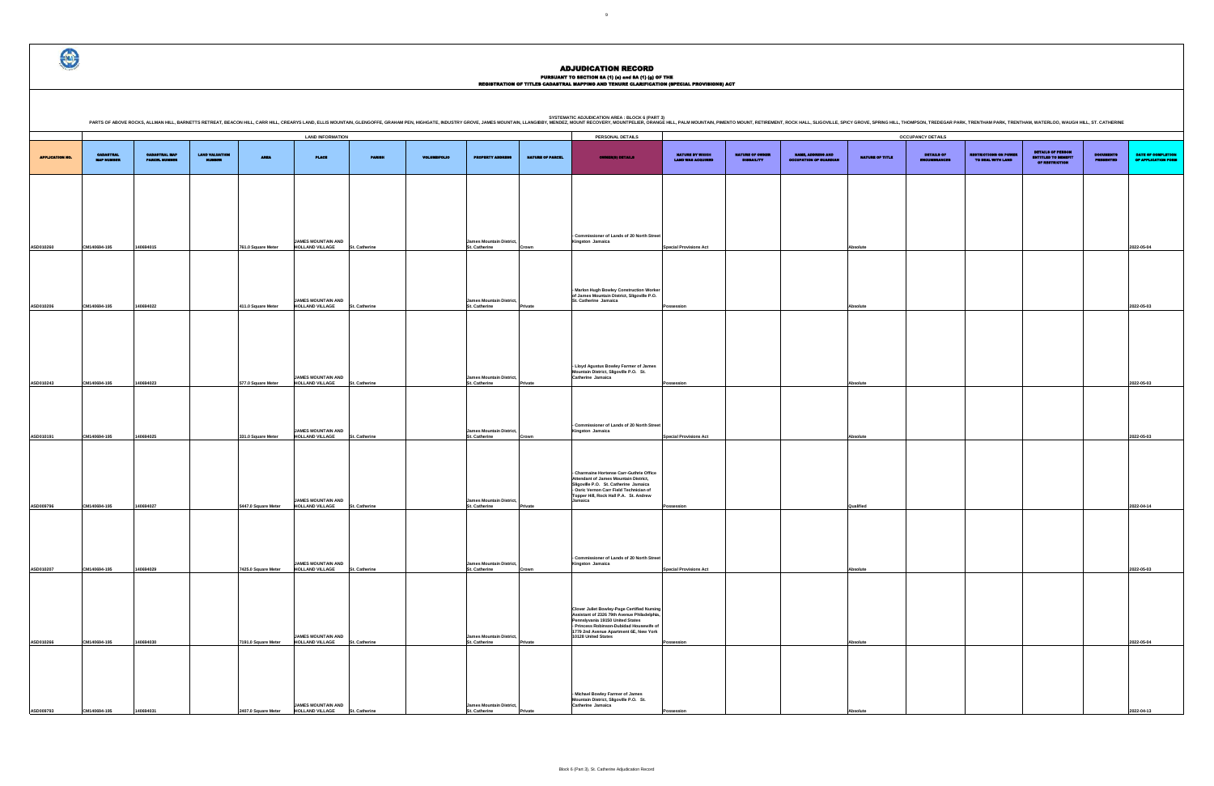# ADJUDICATION RECORD

PURSUANT TO SECTION 8A (1) (a) and 8A (1) (g) OF THE
REGISTRATION OF TITLES CADASTRAL MAPPING AND TENURE CLARIFICATION (SPECIAL PROVISIONS) ACT

SYSTEMATIC ADJUDICATION AREA : BLOCK 6 (PART 3)

PARTS OF ABOVE ROCKS, ALLMAN HILL, BARNETTS RETREAT, BEACON HILL, CARR HILL, CREARYS LAND, ELLIS MOUNTAIN, GLENGOFFE, GRAHAM PEN, HIGHGATE, INDUSTRY GROVE, JAMES MOUNTAIN, LLANGIBBY, MENDEZ, MOUNT RECOVERY, MOUNTPELIER, ORANGE HILL, PALM MOUNTAIN, PIMENTO MOUNT, RETIREMENT, ROCK HALL, SLIGOVILLE, SPICY GROVE, SPRING HILL, THOMPSON, TREDEGAR PARK, TRENTHAM PARK, TRENTHAM, WATERLOO, WAUGH HILL, ST. CATHERINE

| APPLICATION NO. | CADASTRAL MAP NUMBER | CADASTRAL MAP PARCEL NUMBER | LAND VALUATION NUMBER | AREA | PLACE | PARISH | VOLUME/FOLIO | PROPERTY ADDRESS | NATURE OF PARCEL | OWNER(S) DETAILS | NATURE BY WHICH LAND WAS ACQUIRED | NATURE OF OWNER DISBAILITY | NAME, ADDRESS AND OCCUPATION OF GUARDIAN | NATURE OF TITLE | DETAILS OF ENCUMBRANCES | RESTRICTIONS ON POWER TO DEAL WITH LAND | DETAILS OF PERSON ENTITLED TO BENEFIT OF RESTRICTION | DOCUMENTS PRESENTED | DATE OF COMPLETION OF APPLICATION FORM |
|---|---|---|---|---|---|---|---|---|---|---|---|---|---|---|---|---|---|---|---|
| | | | | LAND INFORMATION | | | | | | PERSONAL DETAILS | | | | OCCUPANCY DETAILS | | | | | |
| ASD010260 | CM140694-195 | 140694015 | | 761.0 Square Meter | JAMES MOUNTAIN AND HOLLAND VILLAGE | St. Catherine | | James Mountain District, St. Catherine | Crown | - Commissioner of Lands of 20 North Street Kingston Jamaica | Special Provisions Act | | | Absolute | | | | | 2022-05-04 |
| ASD010206 | CM140694-195 | 140694022 | | 411.0 Square Meter | JAMES MOUNTAIN AND HOLLAND VILLAGE | St. Catherine | | James Mountain District, St. Catherine | Private | - Marlon Hugh Bowley Construction Worker of James Mountain District, Sligoville P.O. St. Catherine Jamaica | Possession | | | Absolute | | | | | 2022-05-03 |
| ASD010243 | CM140694-195 | 140694023 | | 577.0 Square Meter | JAMES MOUNTAIN AND HOLLAND VILLAGE | St. Catherine | | James Mountain District, St. Catherine | Private | - Lloyd Agustus Bowley Farmer of James Mountain District, Sligoville P.O. St. Catherine Jamaica | Possession | | | Absolute | | | | | 2022-05-03 |
| ASD010191 | CM140694-195 | 140694025 | | 331.0 Square Meter | JAMES MOUNTAIN AND HOLLAND VILLAGE | St. Catherine | | James Mountain District, St. Catherine | Crown | - Commissioner of Lands of 20 North Street Kingston Jamaica | Special Provisions Act | | | Absolute | | | | | 2022-05-03 |
| ASD009796 | CM140694-195 | 140694027 | | 5447.0 Square Meter | JAMES MOUNTAIN AND HOLLAND VILLAGE | St. Catherine | | James Mountain District, St. Catherine | Private | - Charmaine Hortense Carr-Guthrie Office Attendant of James Mountain District, Sligoville P.O. St. Catherine Jamaica<br>- Osric Vernon Carr Field Technician of Topper Hill, Rock Hall P.A. St. Andrew Jamaica | Possession | | | Qualified | | | | | 2022-04-14 |
| ASD010207 | CM140694-195 | 140694029 | | 7425.0 Square Meter | JAMES MOUNTAIN AND HOLLAND VILLAGE | St. Catherine | | James Mountain District, St. Catherine | Crown | - Commissioner of Lands of 20 North Street Kingston Jamaica | Special Provisions Act | | | Absolute | | | | | 2022-05-03 |
| ASD010266 | CM140694-195 | 140694030 | | 7191.0 Square Meter | JAMES MOUNTAIN AND HOLLAND VILLAGE | St. Catherine | | James Mountain District, St. Catherine | Private | Clover Juliet Bowley-Page Certified Nursing Assistant of 2326 79th Avenue Philadelphia, Pennsylvania 19150 United States<br>- Princess Robinson-Dubidad Housewife of 1779 2nd Avenue Apartment 6E, New York 10128 United States | Possession | | | Absolute | | | | | 2022-05-04 |
| ASD009793 | CM140694-195 | 140694031 | | 2407.0 Square Meter | JAMES MOUNTAIN AND HOLLAND VILLAGE | St. Catherine | | James Mountain District, St. Catherine | Private | - Michael Bowley Farmer of James Mountain District, Sligoville P.O. St. Catherine Jamaica | Possession | | | Absolute | | | | | 2022-04-13 |

Block 6 (Part 3), St. Catherine Adjudication Record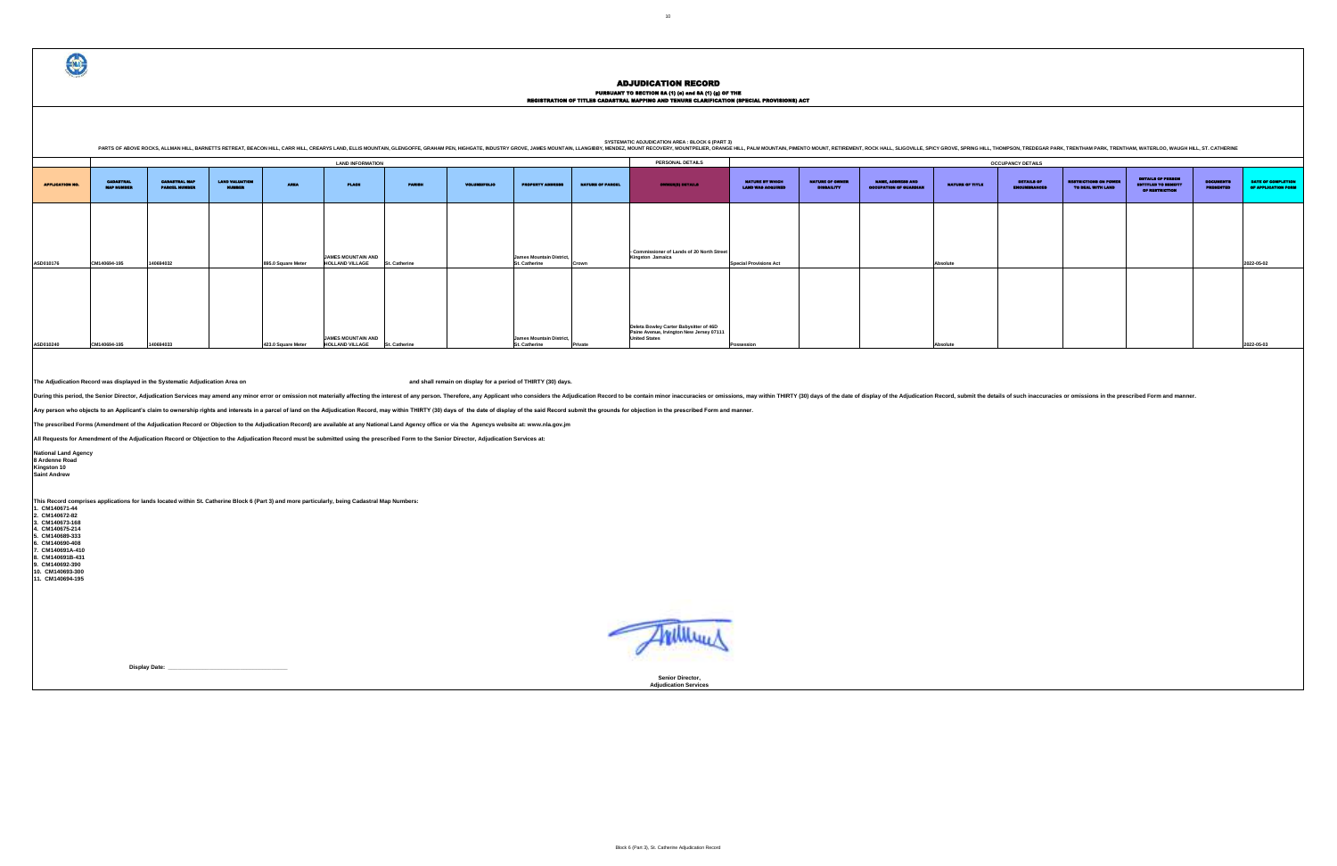# ADJUDICATION RECORD

**PURSUANT TO SECTION 8A (1) (e) and 8A (1) (g) OF THE**
**REGISTRATION OF TITLES CADASTRAL MAPPING AND TENURE CLARIFICATION (SPECIAL PROVISIONS) ACT**

SYSTEMATIC ADJUDICATION AREA : BLOCK 6 (PART 3)

PARTS OF ABOVE ROCKS, ALLMAN HILL, BARNETTS RETREAT, BEACON HILL, CARR HILL, CREARYS LAND, ELLIS MOUNTAIN, GLENGOFFE, GRAHAM PEN, HIGHGATE, INDUSTRY GROVE, JAMES MOUNTAIN, LLANGIBBY, MENDEZ, MOUNT RECOVERY, MOUNTPELIER, ORANGE HILL, PALM MOUNTAIN, PIMENTO MOUNT, RETIREMENT, ROCK HALL, SLIGOVILLE, SPICY GROVE, SPRING HILL, THOMPSON, TREDEGAR PARK, TRENTHAM PARK, TRENTHAM, WATERLOO, WAUGH HILL, ST. CATHERINE

| | LAND INFORMATION | | | | | | | | | PERSONAL DETAILS | OCCUPANCY DETAILS | | | | | | | | |
|---|---|---|---|---|---|---|---|---|---|---|---|---|---|---|---|---|---|---|---|
| APPLICATION NO. | CADASTRAL MAP NUMBER | CADASTRAL MAP PARCEL NUMBER | LAND VALUATION NUMBER | AREA | PLACE | PARISH | VOLUME/FOLIO | PROPERTY ADDRESS | NATURE OF PARCEL | OWNER(S) DETAILS | NATURE BY WHICH LAND WAS ACQUIRED | NATURE OF OWNER DISABILITY | NAME, ADDRESS AND OCCUPATION OF GUARDIAN | NATURE OF TITLE | DETAILS OF ENCUMBRANCES | RESTRICTIONS ON POWER TO DEAL WITH LAND | DETAILS OF PERSON ENTITLED TO BENEFIT OF RESTRICTION | DOCUMENTS PRESENTED | DATE OF COMPLETION OF APPLICATION FORM |
| ASD010176 | CM140694-195 | 140694032 | | 895.0 Square Meter | JAMES MOUNTAIN AND HOLLAND VILLAGE | St. Catherine | | James Mountain District, St. Catherine | Crown | - Commissioner of Lands of 20 North Street Kingston Jamaica | Special Provisions Act | | | Absolute | | | | | 2022-05-02 |
| ASD010240 | CM140694-195 | 140694033 | | 423.0 Square Meter | JAMES MOUNTAIN AND HOLLAND VILLAGE | St. Catherine | | James Mountain District, St. Catherine | Private | Deleta Bowley Carter Babynitter of 46D Paine Avenue, Irvington New Jersey 07111 United States | Possession | | | Absolute | | | | | 2022-05-03 |

The Adjudication Record was displayed in the Systematic Adjudication Area on and shall remain on display for a period of THIRTY (30) days.

During this period, the Senior Director, Adjudication Services may amend any minor error or omission not materially affecting the interest of any person. Therefore, any Applicant who considers the Adjudication Record to be contain minor inaccuracies or omissions, may within THIRTY (30) days of the date of display of the Adjudication Record, submit the details of such inaccuracies or omissions in the prescribed Form and manner.

Any person who objects to an Applicant's claim to ownership rights and interests in a parcel of land on the Adjudication Record, may within THIRTY (30) days of the date of display of the said Record submit the grounds for objection in the prescribed Form and manner.

The prescribed Forms (Amendment of the Adjudication Record or Objection to the Adjudication Record) are available at any National Land Agency office or via the Agencys website at: www.nla.gov.jm

All Requests for Amendment of the Adjudication Record or Objection to the Adjudication Record must be submitted using the prescribed Form to the Senior Director, Adjudication Services at:

**National Land Agency**
**8 Ardenne Road**
**Kingston 10**
**Saint Andrew**

This Record comprises applications for lands located within St. Catherine Block 6 (Part 3) and more particularly, being Cadastral Map Numbers:

1. CM140671-44
2. CM140672-82
3. CM140673-168
4. CM140675-214
5. CM140689-333
6. CM140690-408
7. CM140691A-410
8. CM140691B-431
9. CM140692-390
10. CM140693-300
11. CM140694-195

Display Date: ___________________________

Senior Director,
Adjudication Services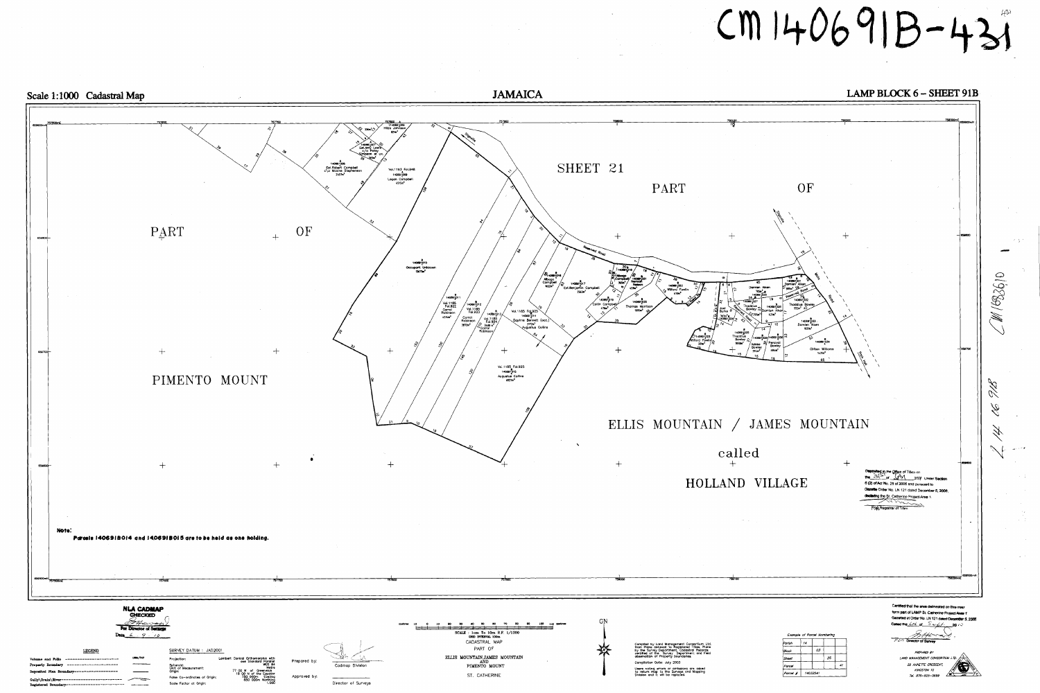CM14069IB-431

Scale 1:1000 Cadastral Map — JAMAICA — LAMP BLOCK 6 – SHEET 91B

SHEET 21

PART OF

PART OF

PIMENTO MOUNT

ELLIS MOUNTAIN / JAMES MOUNTAIN

called

HOLLAND VILLAGE

**Note:**

**Parcels 14069IB014 and 14069IB015 are to be held as one holding.**

Deposited in the Office of Titles on the ___ of ___ 20__ Under Section 6 (2) of Act No. 25 of 2005 and pursuant to Gazette Order No. LN 121 dated December 5, 2008, declaring the St. Catherine Project Area 1.

For Registrar of Titles

Certified that the area delineated on this map form part of LAMP St. Catherine Project Area 1 Gazetted at Order No. LN 121 dated December 5, 2008

Dated the ___ of ___ 2010

For Director of Surveys

PREPARED BY

LAND MANAGEMENT CONSORTIUM LTD.

22 ANNETTE CRESCENT, KINGSTON 10

NLA CADMAP CHECKED

For Director of Surveys

Date 6-9-10

LEGEND

| | |
|---|---|
| Volume and Folio | 1165/925 |
| Property Boundary | |
| Deposited Plan Boundary | |
| Gully\Drain\River | |
| Registered Boundary | |

SURVEY DATUM : JAD2001

| | |
|---|---|
| Projection: | Lambert Conical Orthomorphic with one Standard Parallel |
| Spheroid: | WGS 84 |
| Unit of Measurement: | Metre |
| Origin: | 77 00 W of Greenwich, 18 00 N of the Equator |
| False Co-ordinates of Origin: | 750 000m Easting, 650 000m Northing |
| Scale Factor at Origin: | 1.000 |

Prepared by: Cadmap Division

Approved by: Director of Surveys

SCALE : 1cm To 10m R.F. 1/1000

GRID INTERVAL 100m

CADASTRAL MAP

PART OF

ELLIS MOUNTAIN,JAMES MOUNTAIN AND PIMENTO MOUNT

ST. CATHERINE

Compiled by Land Management Consortium Ltd. from Plans pursuant to Registered Titles, Plans by the Survey Department, Cadastral Records certified at the Survey Department, and Field observation of Property boundaries.

Compilation Date: July 2008

Users noting errors or omissions are asked to return map to the Surveys and Mapping Division and it will be replaced.

Example of Parcel Numbering

| | | | | |
|---|---|---|---|---|
| Parish | 14 | | | |
| Block | | 06 | | |
| Sheet | | | 25 | |
| Parcel | | | | 41 |
| Parcel # | 14062541 | | | |

CM1088610

LT 14 1691B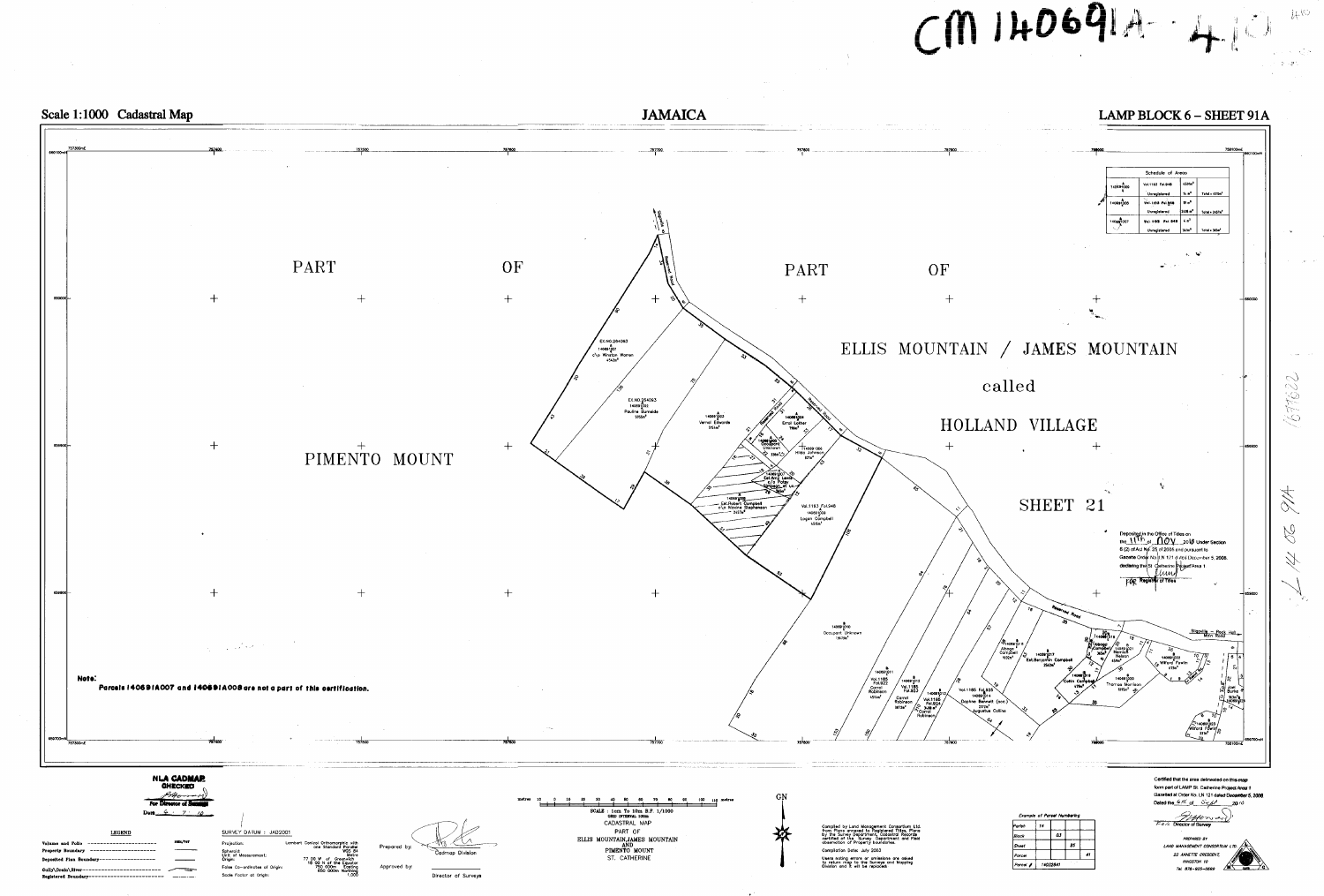CM 140691A - 4

Scale 1:1000 Cadastral Map

# JAMAICA

LAMP BLOCK 6 – SHEET 91A

| Schedule of Areas | | | |
|---|---|---|---|
| 140691005 | Vol.1153 Fol.946 | 425m² | |
| | Unregistered | 1 m² | Total = 426m² |
| 140691005 | Vol.1153 Fol.946 | 55 m² | |
| | Unregistered | 2458 m² | Total = 2513m² |
| 140691007 | Vol.1153 Fol.946 | 4 m² | |
| | Unregistered | 364m² | Total = 368m² |

PART OF PIMENTO MOUNT

PART OF ELLIS MOUNTAIN / JAMES MOUNTAIN called HOLLAND VILLAGE

SHEET 21

Ex.No.264063
140691001
c/o Winston Warren
4542m²

Ex.No.264063
140691002
Pauline Burnside
5956m²

140691003
Vernol Edwards
915m²

140691004
Errol Lother
766m²

140691005
Occupant Unknown

140691006
Hilda Johnson
976m²

140691007
Est.Amy Lewis
c/o Fitzroy Johnson et. al

140691008
Est.Robert Campbell
c/o Novlene Stephenson
2437m²

Vol.1153 Fol.946
140691009
Logan Campbell
456m²

140691010
Occupant Unknown
1679m²

140691011
Vol.1165
Fol.922
Carrol Robinson
1014m²

140691012
Vol.1165
Fol.923
Carrol Robinson
997m²

140691013
Vol.1165
Fol.924
Carrol Robinson

Vol.1165 Fol.925
140691014
Daphne Bennett (est.)
2313m²
Augustus Collins

140691015
Alfonso Campbell
1002m²

140691016
Alfonso Campbell

140691017
Est.Benjamin Campbell
2543m²

140691018
Colin Campbell

140691019

140691020
Thomas Morrison

140691021
Nevaisa Nelson

140691022
Wilford Fowler

140691023
Wilford Fowler

Joel Burke

Reserved Road

Main Road

Deposited in the Office of Titles on the 11th of Nov 2010 Under Section 8 (2) of Act No 21 of 2005 and pursuant to Gazette Order No L.N 121 dated December 5, 2008 declaring the St Catherine Project Area 1

For Registrar of Titles

**Note:**
**Parcels 140691A007 and 140691A008 are not a part of this certification.**

NLA CADMAP CHECKED
For Director of Surveys
Date 6 - 9 - 10

| LEGEND | |
|---|---|
| Volume and Folio | 1165/767 |
| Property Boundary | |
| Deposited Plan Boundary | |
| Gully\Drain\River | |
| Registered Boundary | |

SURVEY DATUM : JAD2001

Projection: Lambert Conical Orthomorphic with one Standard Parallel
Spheroid: WGS 84
Unit of Measurement: Metre
Origin: 77 00 W of Greenwich, 18 00 N of the Equator
False Co-ordinates of Origin: 750 000m Easting, 650 000m Northing
Scale Factor at Origin: 1.000

Prepared by: Cadmap Division

Approved by: Director of Surveys

SCALE : 1cm To 10m R.F. 1/1000
GRID INTERVAL 100m
CADASTRAL MAP
PART OF
ELLIS MOUNTAIN, JAMES MOUNTAIN
AND
PIMENTO MOUNT
ST. CATHERINE

GN

Compiled by Land Management Consortium Ltd. from Plans annexed to Registered Titles, Plans by the Survey Department, Cadastral Records certified of the Survey Department and Field observation of Property boundaries.

Compilation Date: July 2003

Users noting errors or omissions are asked to return map to the Surveys and Mapping Division and it will be replaced

| Example of Parcel Numbering | | | | |
|---|---|---|---|---|
| Parish | 14 | | | |
| Block | | 03 | | |
| Sheet | | | 25 | |
| Parcel | | | | 41 |
| Parcel # | 14032541 | | | |

Certified that the area delineated on this map form part of LAMP St. Catherine Project Area 1 Gazetted at Order No. LN 121 dated December 5, 2008

Dated the 6th of Sept 2010

For Director of Survey

PREPARED BY
LAND MANAGEMENT CONSORTIUM LTD.
22 ANNETTE CRESCENT,
KINGSTON 10
Tel: 876-925-5669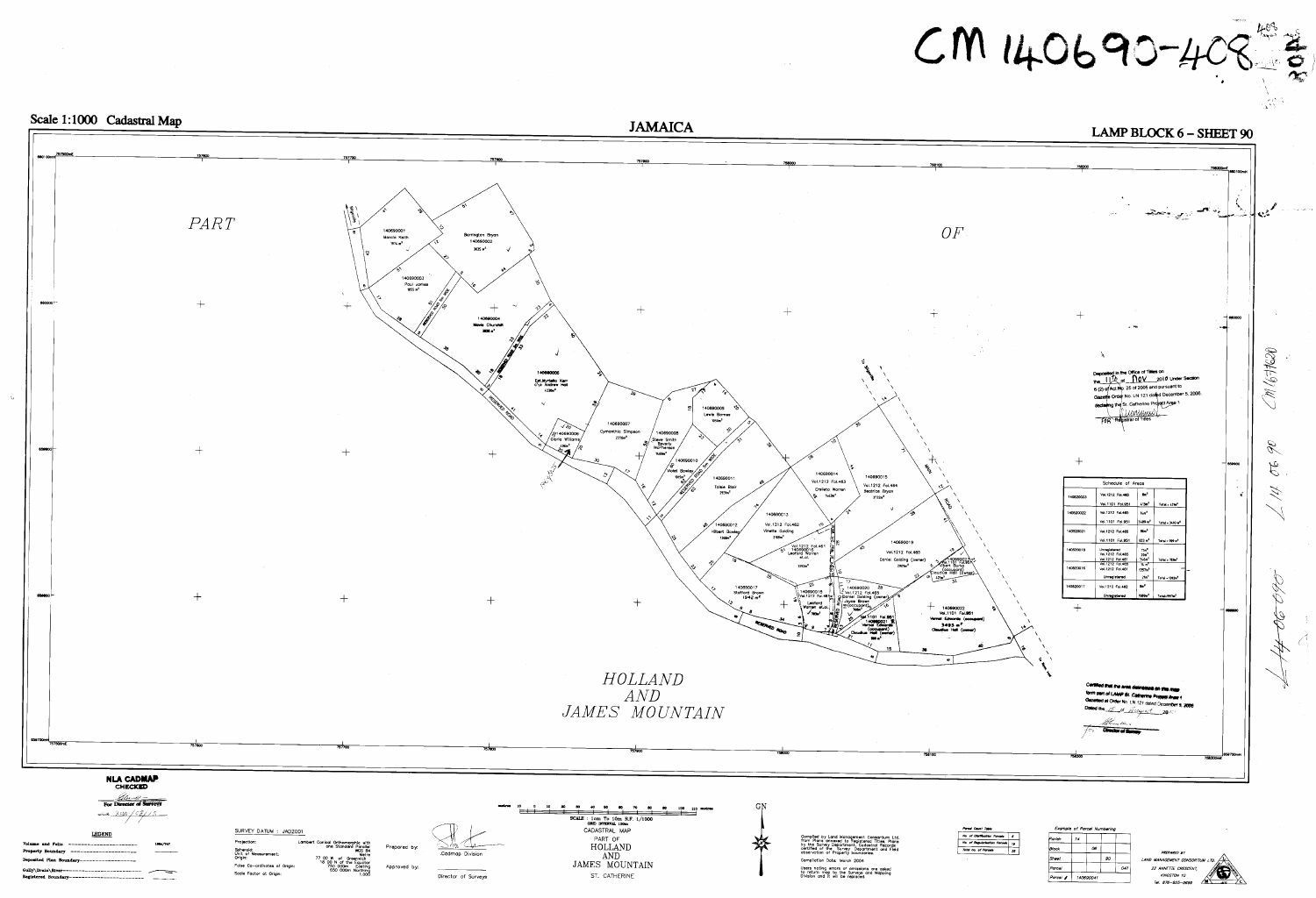# CM 140690-408

**Scale 1:1000 Cadastral Map** | **JAMAICA** | **LAMP BLOCK 6 – SHEET 90**

PART OF HOLLAND AND JAMES MOUNTAIN

- 140690001 Marcia Keith
- 140690002 Barrington Bryan 3635 m²
- 140690003 Paul James 853 m²
- 140690004 Mavis Churchill 3836 m²
- 140690005 Est. Myrtle Kerr C/o Andrew Hall 4235 m²
- 140690006 Doris Williams 136 m²
- 140690007 Cymonthia Simpson 2716 m²
- 140690008 Steve Smith Beverly McPherson 1488 m²
- 140690009 Lewis Barnes 1054 m²
- 140690010 Violet Bowley
- 140690011 Tobias Blair 2105 m²
- 140690012 Hilbert Bowley 1964 m²
- 140690013 Vol.1212 Fol.462 Vinette Golding
- 140690014 Vol.1212 Fol.463 Charlotte Warren
- 140690015 Vol.1212 Fol.464 Beatrice Bryan
- 140690016 Vol.1213 Fol.461 Leaford Warren et.ux.
- 140690017 Stafford Brown 1942 m²
- 140690018 Vol.1212 Fol.465 Leaford Warren et.ux.
- 140690019 Vol.1212 Fol.460 Daniel Golding (owner)
- 140690020 Vol.1212 Fol.465 Daniel Golding (owner) Joyce Brown (occupant)
- 140690021 Vol.1101 Fol.951 Vernal Edwards (occupant) Claudius Hall (owner)
- 140690022 Vol.1101 Fol.951 Vernal Edwards (occupant) Claudius Hall (owner) 3493 m²

RESERVED ROAD

Deposited in the Office of Titles on the 11th of Nov 2010 Under Section 6 (2) of Act No. 25 of 2005 and pursuant to Gazette Order No. LN 121 dated December 5, 2006 declaring the St. Catherine Project Area 1

Registrar of Titles

| Schedule of Areas | | | |
|---|---|---|---|
| 140690023 | Vol.1212 Fol.465 | 8m² | |
| | Vol.1101 Fol.951 | 470m² | Total = 478m² |
| 140690022 | Vol.1212 Fol.465 | 4m² | |
| | Vol.1101 Fol.951 | 3489m² | Total = 3493m² |
| 140690021 | Vol.1212 Fol.465 | 66m² | |
| | Vol.1101 Fol.951 | 923m² | Total = 989m² |
| 140690016 | Unregistered | 73m² | |
| | Vol.1212 Fol.465 | 39m² | |
| | Vol.1212 Fol.461 | 1664m² | Total = 1876m² |
| | Vol.1212 Fol.460 | 71m² | |
| 140690016 | Vol.1212 Fol.461 | 1267m² | |
| | Unregistered | 76m² | Total = 1343m² |
| 140690017 | Vol.1212 Fol.462 | 8m² | |
| | Unregistered | 1934m² | Total = 1942m² |

Certified that the area delineated on this map form part of LAMP St. Catherine Project Area 1 Gazetted at Order No. LN 121 dated December 5, 2006

Dated the 18 of August 2010

Director of Survey

**NLA CADMAP CHECKED**

For Director of Surveys

**LEGEND**

- Volume and Folio
- Property Boundary
- Deposited Plan Boundary
- Gully, Drain, River
- Registered Boundary

SURVEY DATUM : JAD2001

Projection: Lambert Conical Orthomorphic with one Standard Parallel
Spheroid: WGS 84
Unit of Measurement: Metre
Origin: 77 00 W. of Greenwich, 18 00 N of the Equator
False Co-ordinates of Origin: 750 000m Easting, 650 000m Northing
Scale Factor at Origin: 1.000

Prepared by: Cadmap Division

Approved by: Director of Surveys

SCALE : 1cm To 10m R.F. 1/1000
GRID INTERVAL 100m

CADASTRAL MAP
PART OF
HOLLAND
AND
JAMES MOUNTAIN
ST. CATHERINE

GN

Compiled by Land Management Consortium Ltd. from Plans reviewed by Registered Titles, Plans by the Survey Department, Cadastral Records certified at the Survey Department and Field observation of Property boundaries.

Compilation Date: March 2004

Users noting errors or omissions are asked to return map to the Surveys and Mapping Division and it will be replaced.

| Parcel Count Table | |
|---|---|
| No. of Distribution Parcels | 6 |
| No. of Registration Parcels | 16 |
| Total no. of Parcels | 22 |

| Example of Parcel Numbering | | |
|---|---|---|
| Parish | 14 | |
| Block | 06 | |
| Sheet | | 90 |
| Parcel | | 041 |
| Parcel # | 140690041 | |

PREPARED BY
LAND MANAGEMENT CONSORTIUM LTD.
22 ANNETTE CRESCENT,
KINGSTON 10
Tel. 876-920-0699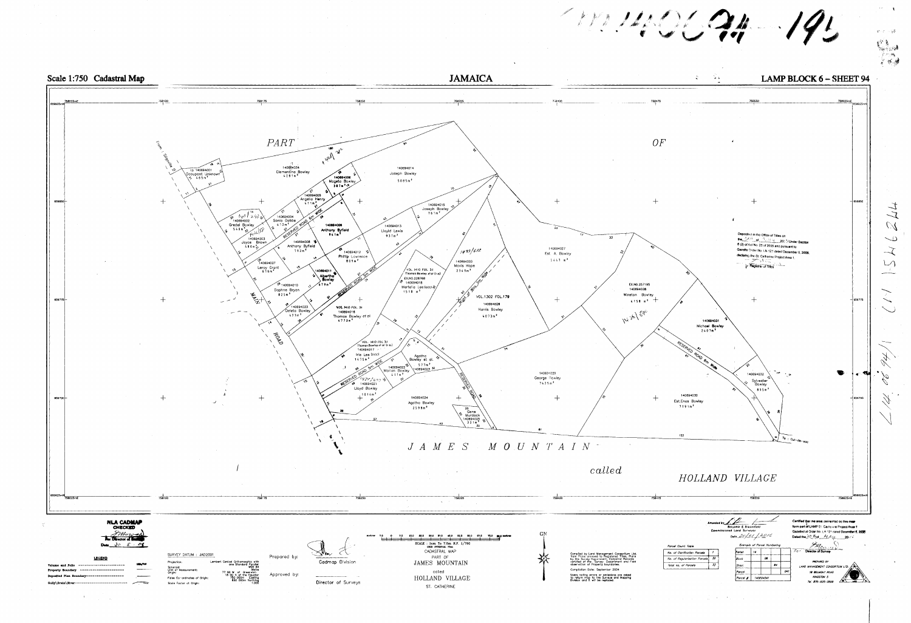# Scale 1:750 Cadastral Map

# JAMAICA

# LAMP BLOCK 6 – SHEET 94

PART OF JAMES MOUNTAIN called HOLLAND VILLAGE

| Parcel | Occupant | Area |
|---|---|---|
| 140694001 | Occupant Unknown | 465 m² |
| 140694002 | Gredel Bowley | 548 m² |
| 140694003 | Joyce Brown | 480 m² |
| 140694004 | Sonia Gibbs | 413 m² |
| 140694005 | Angella Henry | 411 m² |
| 140694006 | Mageta Bowley | 387 m² |
| 140694007 | Leroy Grant | 656 m² |
| 140694008 | Anthony Byfield | 192 m² |
| 140694009 | Anthony Byfield | 641 m² |
| 140694010 | Daphne Bryan | 825 m² |
| 140694011 | Albertha Bowley | 679 m² |
| 140694012 | Phillip Lawrence | 801 m² |
| 140694013 | Lloyd Lewis | 937 m² |
| 140694014 | Joseph Bowley | 5085 m² |
| 140694015 | Joseph Bowley | 761 m² |
| 140694016 | Thomas Bowley et al (VOL. 1410 FOL. 31) | 4773 m² |
| 140694017 | Iris Lee (occ) (VOL. 1410 FOL. 31 Thomas Bowley et al (r.o.)) | 1475 m² |
| 140694018 | Martella Lee (occ) (VOL. 1410 FOL. 31 Thomas Bowley et al (r.o.), EX.NO. 228768) | 1518 m² |
| 140694020 | Mavis Hope | 2349 m² |
| 140694021 | Lloyd Bowley | 1014 m² |
| 140694022 | Marion Bowley | 411 m² |
| 140694023 | Agatha Bowley et. al. | 577 m² |
| 140694024 | Agatha Bowley | 2598 m² |
| 140694025 | Gene Murdock | 331 m² |
| 140694026 | Harris Bowley (VOL. 1302 FOL. 179) | 4073 m² |
| 140694027 | Est. A. Bowley | 5441 m² |
| 140694028 | Winston Bowley (EX.NO. 257195) | 4158 m² |
| 140694029 | George Bowley | 7425 m² |
| 140694030 | Est. Enos Bowley | 7191 m² |
| 140694031 | Michael Bowley | 2401 m² |
| 140694032 | Sylvester Bowley | 895 m² |
| 140694033 | Delata Bowley | 473 m² |
| 140694034 | Clementina Bowley | 4281 m² |

Labels: MAIN ROAD; RESERVED ROAD 5m WIDE; RESERVED ROAD 6m WIDE; RIGHT OF WAY 3m WIDE; RESERVED ROAD; From Sligoville; To Cul-de-sac; To Main Road.

Deposited in the Office of Titles on the ___ of ___ 20__ Under Section 6 (2) of Act No. 25 of 2005 and pursuant to Gazette Order No. LN 121 dated December 5, 2006, declaring the St. Catherine Project Area 1.

p. Registrar of Titles

NLA CADMAP CHECKED
For Director of Surveys
Date 30 5 08

**LEGEND**

- Volume and Folio — 1234/567
- Property Boundary
- Deposited Plan Boundary
- Gully\Drain\River

SURVEY DATUM : JAD2001
Projection: Lambert Conical Orthomorphic with one Standard Parallel
Spheroid: WGS 84
Unit of Measurements: Metre
Origin: 77 00 W of Greenwich, 18 00 N of the Equator
False Co-ordinates of Origin: 750 000m Easting, 650 000m Northing
Scale Factor at Origin: 1.000

Prepared by: Cadmap Division

Approved by: Director of Surveys

SCALE : 1cm To 7.5m R.F. 1/750

CADASTRAL MAP
PART OF
JAMES MOUNTAIN
called
HOLLAND VILLAGE
ST. CATHERINE

Compiled by Land Management Consortium Ltd. from Plans produced by Registered Titles, Plans by the Survey Department, Cadastral Records certified at the Survey Department and Field observation of Property boundaries.

Completion Date: September 2004

Users noting errors or omissions are asked to return map to the Surveys and Mapping Division and it will be replaced.

Amended by: ___ Benjamin E. Bloomfield, Commissioned Land Surveyor
Date: 20/01/2010

**Parcel Count Table**

| | |
|---|---|
| No. of Certification Parcels | 1 |
| No. of Regularisation Parcels | 32 |
| Total no. of Parcels | 33 |

**Example of Parcel Numbering**

| | | |
|---|---|---|
| Parish | 14 | |
| Block | | 06 |
| Sheet | | 94 |
| Parcel | | 041 |
| Parcel # | 140694041 | |

Certified that the area delineated on this map form part of LAMP St. Catherine Project Area 1 Gazetted at Order No. LN 121 dated December 5, 2006
Dated the 30 day May 20__

For Director of Surveys

PREPARED BY LAND MANAGEMENT CONSORTIUM LTD.
56 BELMONT ROAD
KINGSTON 5
Tel. 876-925-0599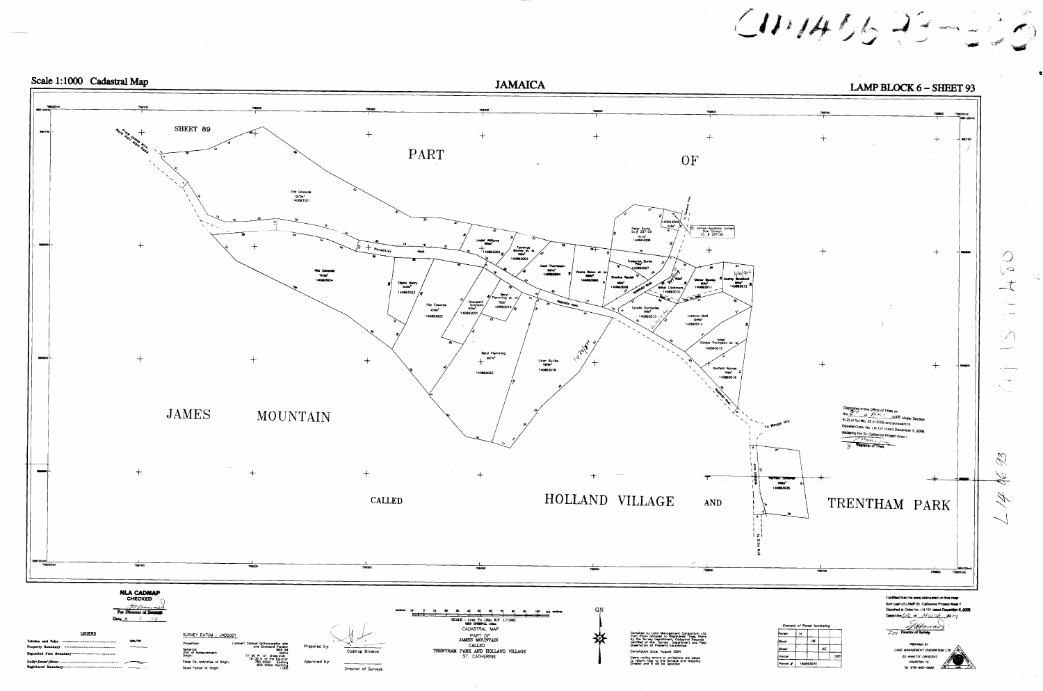Scale 1:1000 Cadastral Map

# JAMAICA

LAMP BLOCK 6 – SHEET 93

SHEET 89

PART OF JAMES MOUNTAIN CALLED HOLLAND VILLAGE AND TRENTHAM PARK

Fitz Edwards 12704m² 140693021

Fitz Edwards 7146m² 140693024

Elisha Henry 1649m² 140693023

Fitz Edwards 4314m² 140693022

Undell Williams 140693002

Terrence Sonney et. al. 140693003

Cecil Thompson 140693004

Viviene Bolton et. al. 140693005

Peter Burke D.V. # 287159 140693008

St. James Apostolic United Ovd. Church D.V. # 287153

Frederick Burke 140693007

Sharline Rankin 140693006

Mikel Litchmore 140693010

Oliver Bowley 140693011

Audrey Buckland 140693012

Cornelia Esmondes 140693013

Lorenzo Mott 140693014

Gladys Thompson et. al. 140693015

Garfield Norman 140693016

Beryl Flemming et. al. 140693019

Occupant Unknown 140693001

Beryl Flemming 140693020

Uriah Burke 140693018

Hermon Campbell 140693025

Deposited in the Office of Titles on the 2nd of April 2009 Under Section 6 (2) of Act No. 25 of 2005 and pursuant to Gazette Order No. LN 121 dated December 5, 2006 declaring the St. Catherine Project Area 1

Registrar of Titles

**NLA CADMAP CHECKED**

For Director of Surveys

Date 6 - 3 - 09

**LEGEND**

- Volume and Folio
- Property Boundary
- Deposited Plan Boundary
- Gully/Drain/River
- Registered Boundary

SURVEY DATUM : JAD2001

Projection: Lambert Conical Orthomorphic with one Standard Parallel

Spheroid: WGS 84

Unit of Measurement: Metre

Origin: 77 00 W of Greenwich, 18 00 N of the Equator

False Co-ordinates of Origin: 750 000m Easting, 650 000m Northing

Scale Factor at Origin: 1.000

Prepared by: Cadmap Division

Approved by: Director of Surveys

SCALE : 1cm To 10m R.F. 1/1000

GRID INTERVAL 100m

CADASTRAL MAP

PART OF JAMES MOUNTAIN CALLED TRENTHAM PARK AND HOLLAND VILLAGE ST. CATHERINE

Compiled by Land Management Consortium Ltd. from Plans annexed to Registered Titles, Plans by the Survey Department, Cadastral Records certified at the Survey Department and Field observation of Property Boundaries

Compilation Date: August 2004

Users noting errors or omissions are asked to return map to the Surveys and Mapping Division and it will be replaced.

| Example of Parcel Numbering | | | |
|---|---|---|---|
| Parish | 14 | | |
| Block | | 06 | |
| Sheet | | | 93 |
| Parcel | | | 020 |
| Parcel # | 140693020 | | |

Certified that the area delineated on this map form part of LAMP St. Catherine Project Area 1 Gazetted at Order No. LN 121 dated December 5, 2006

Dated the 6th of March 2009

For Director of Survey

PREPARED BY LAND MANAGEMENT CONSORTIUM LTD. 22 ANNETTE CRESCENT, KINGSTON 10 Tel. 876-925-0899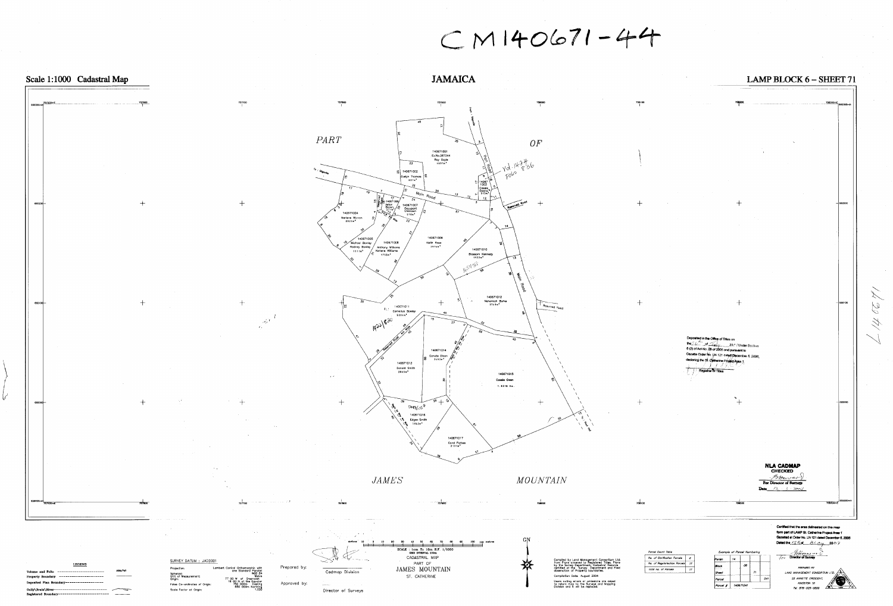# CM140671-44

**Scale 1:1000 Cadastral Map**

**JAMAICA**

**LAMP BLOCK 6 – SHEET 71**

PART OF JAMES'S MOUNTAIN

| Parcel | Name | Area |
|---|---|---|
| 140671001 (Ex.No.287244) | Roy Boyle | 1651m² |
| 140671002 | Evelyn Thomas | 421m² |
| 140671003 | Cassia Owens | 313m² |
| 140671004 | Marlene Wynton | 2223m² |
| 140671005 | Michael Bowley, Rodney Bowley | 1111m² |
| 140671006 | Jelton Brown | 311m² |
| 140671007 | Occupant Unknown | 316m² |
| 140671008 | Anthony Williams, Kenene Williams | 1755m² |
| 140671009 | Keith Rose | 2914m² |
| 140671010 | Blossom Kennedy | 1633m² |
| 140671011 | Cornelius Bowley | 3001m² |
| 140671012 | Nehemiah Burke | 2741m² |
| 140671013 | Donald Smith | 2851m² |
| 140671014 | Conutte Dixon | 3452m² |
| 140671015 | Cassie Owen | 1.0216 Ha. |
| 140671016 | Edgar Smith | 1962m² |
| 140671017 | Carol Forbes | 2131m² |

Main Road; Reserved Road

Vol. 1474 Folio 836

1422/630

Deposited in the Office of Titles on the 26 of July 2007 Under Section 6 (2) of Act No. 28 of 2005 and pursuant to Gazette Order No. LN 121 dated December 5, 2006, declaring the St. Catherine Project Area 1

Registrar of Titles

**NLA CADMAP CHECKED**
For Director of Surveys
Date 12 3 2007

### LEGEND

- Volume and Folio
- Property Boundary
- Deposited Plan Boundary
- Gully\Drain\River
- Registered Boundary

SURVEY DATUM : JAD2001

Projection: Lambert Conical Orthomorphic with one Standard Parallel
Spheroid: WGS 84
Unit of Measurement: Metre
Origin: 77 00 W of Greenwich, 18 00 N of the Equator
False Co-ordinates of Origin: 750 000m Easting, 650 000m Northing
Scale Factor at Origin: 1.000

Prepared by: Cadmap Division

Approved by: Director of Surveys

SCALE : 1cm To 10m R.F. 1/1000
GRID INTERVAL 100m

CADASTRAL MAP
PART OF
JAMES MOUNTAIN
ST. CATHERINE

Compiled by Land Management Consortium Ltd. from Plans prepared to Registered Titles, Plans by the Survey Department, Cadastral Records certified at the Survey Department and Field observation of Property boundaries.

Compilation Date: August 2004

Users noting errors or omissions are asked to return map to the Surveys and Mapping Division and it will be replaced.

| Parcel Count Table | |
|---|---|
| No. of Confirmation Parcels | 6 |
| No. of Registration Parcels | 11 |
| total no. of Parcels | 17 |

| Example of Parcel Numbering | | |
|---|---|---|
| Parish | 14 | |
| Block | 06 | |
| Sheet | 71 | |
| Parcel | | 241 |
| Parcel # | 140671241 | |

Certified that the area delineated on this map form part of LAMP St. Catherine Project Area 1 Gazetted at Order No. LN 121 dated December 5, 2006
Dated the 15th May 2007

for Director of Survey

PREPARED BY
LAND MANAGEMENT CONSORTIUM LTD.
22 ANNETTE CRESCENT,
KINGSTON 10
Tel. 876-925-0699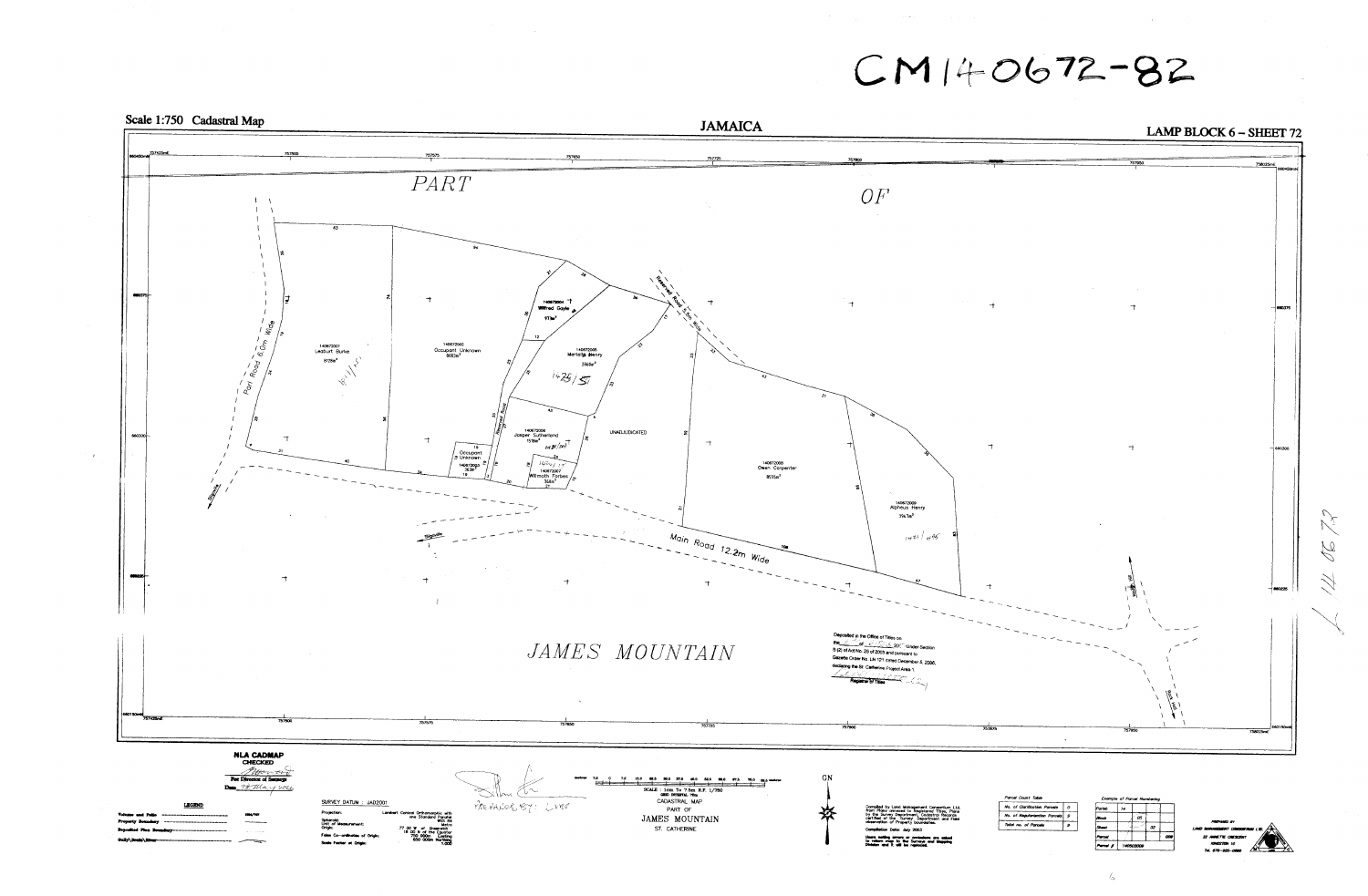# CM140672-82

Scale 1:750 Cadastral Map

**JAMAICA**

**LAMP BLOCK 6 – SHEET 72**

PART OF

JAMES MOUNTAIN

140672001
Leaburt Burke
8728m²

140672002
Occupant Unknown
9083m²

140672004
Wilfred Gayle
971m²

140672005
Mertella Henry
2869m²

140672006
Jasper Sutherland
1518m²

Occupant Unknown
140672003
763m²

140672007
Willmoth Forbes
344m²

UNADJUDICATED

140672008
Owen Carpenter
8535m²

140672009
Alpheus Henry
7947m²

Part Road 6.0m Wide

Reserved Road 5.0m Wide

Main Road 12.2m Wide

Deposited in the Office of Titles on the ___ of ___ 20__ Under Section 8 (2) of Act No. 20 of 2005 and pursuant to Gazette Order No. LN 121 dated December 6, 2006, declaring the St. Catherine Project Area 1.

Registrar of Titles

**NLA CADMAP CHECKED**
For Director of Surveys
Date

**LEGEND**

Volume and Folio
Property Boundary
Deposited Plan Boundary
Gully/Brook/River

SURVEY DATUM : JAD2001

Projection: Lambert Conical Orthomorphic with one Standard Parallel
Spheroid: WGS 84
Unit of Measurement: Metre
Origin: 77 00 W of Greenwich, 18 00 N of the Equator
False Co-ordinates of Origin: 750 000m Easting, 650 000m Northing
Scale Factor at Origin: 1.000

PREPARED BY: LMCL

SCALE : 1cm To 7.5m R.F. 1/750
GRID INTERVAL 75m
CADASTRAL MAP
PART OF
JAMES MOUNTAIN
ST. CATHERINE

GN

Compiled by Land Management Consortium Ltd. from Plans received to Registered Titles, Plans by the Survey Department, Cadastral Records certified at the Survey Department and Field observation of Property boundaries.

Compilation Date: July 2003

Users noting errors or omissions are asked to return map to the Surveys and Mapping Division and it will be replaced.

**Parcel Count Table**

| | |
|---|---|
| No. of Distribution Parcels | 0 |
| No. of Regularization Parcels | 9 |
| Total no. of Parcels | 9 |

**Example of Parcel Numbering**

| | | | |
|---|---|---|---|
| Parish | 14 | | |
| Block | | 05 | |
| Sheet | | | 02 |
| Parcel | | | 009 |
| Parcel # | 140502009 | | |

PREPARED BY
LAND MANAGEMENT CONSORTIUM LTD.
22 ANNETTE CRESCENT
KINGSTON 10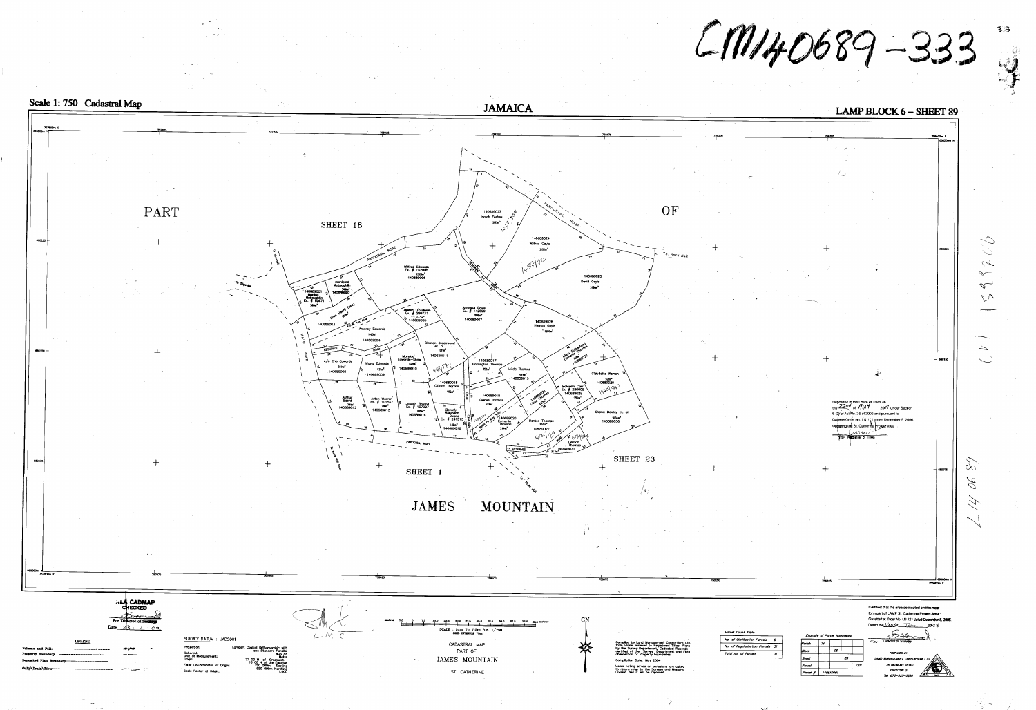CM/40689-333

Scale 1: 750 Cadastral Map

JAMAICA

LAMP BLOCK 6 – SHEET 89

PART OF SHEET 18

SHEET 1

SHEET 23

JAMES MOUNTAIN

PAROCHIAL ROAD

To Rock Hall

140689023 Isaiah Forbes

140689024 Wilfred Gayle

140689025 David Gayle

140689026 Herman Gayle

Wilfred Edwards Ex. # 142098 140689006

Archibald McLaughlin 140689002

140689001

Addison Doyle Ex. # 142099 140689007

Jasper O'Sullivan Ex. # 266731 140689003

140689063

Amoroy Edwards 140689004

Gordon Greenwood et. al. 140689011

Monique Edwards-Shaw 140689010

n/e Erie Edwards 140689008

Mavis Edwards 140689009

140689017 Barrington Thomas

Icilda Thomas 140689019

Lillian Sutherland 140689027

Claudette Warren 140689020

Malcolm Carr Ex. # 280005 140689028

140689015 Clinton Thomas

Arthur Scard 140689012

Anton Warren Ex. # 101347 140689013

Joseph Brown Ex. # 101397 140689014

Beverly Robinson Ex. # 241513 140689016

140689018 Cleave Thomas

140689022 Derrick Thomas

Denton Thomas 140689022

Shawn Bowley et. al. 140689030

Denton Thomas 140689031

RESERVE

Deposited in the Office of Titles on the 22nd of May 2007 Under Section 6 (2) of Act No. 23 of 2005 and pursuant to Gazette Order No. LN 121 dated December 5, 2005, declaring the St. Catherine Project Area 1

For Registrar of Titles

LA CADMAP CHECKED

For Director of Surveys

Date 23 / 1 / 07

LEGEND

| | |
|---|---|
| Volume and Folio | |
| Property Boundary | |
| Deposited Plan Boundary | |
| Gully\Drain\River | |

SURVEY DATUM : JAD2001

| | |
|---|---|
| Projection: | Lambert Conical Orthomorphic with one Standard Parallel |
| Spheroid: | WGS 84 |
| Unit of Measurement: | Metre |
| Origin: | 77 00 W of Greenwich 18 00 N of the Equator |
| False Co-ordinates of Origin: | 750 000m Easting 650 000m Northing |
| Scale Factor at Origin: | 1.000 |

SCALE 1cm To 7.5m R.F. 1/750

CADASTRAL MAP PART OF JAMES MOUNTAIN ST. CATHERINE

GN

Compiled by Land Management Consortium Ltd. from Plans annexed to Registered Titles, Plans by the Survey Department, Cadastral Records, verified at the Survey Department and Field observation of Property boundaries.

Completion Date: May 2004

Users noting errors or omissions are asked to return map to the Surveys and Mapping Division and it will be repaired.

Parcel Count Table

| | |
|---|---|
| No. of Clarification Parcels | 0 |
| No. of Regularization Parcels | 31 |
| Total no. of Parcels | 31 |

Example of Parcel Numbering

| | | | |
|---|---|---|---|
| Parish | 14 | | |
| Block | | 06 | |
| Sheet | | | 89 |
| Parcel | | | 001 |
| Parcel # | 140689001 | | |

Certified that the area delineated on this map form part of LAMP St. Catherine Project Area 1 Gazetted at Order No. LN 121 dated December 5, 2005

Dated the 23rd Jan 2007

For Director of Surveys

PREPARED BY LAND MANAGEMENT CONSORTIUM LTD. 18 BELMONT ROAD KINGSTON 5 Tel. 876-920-0689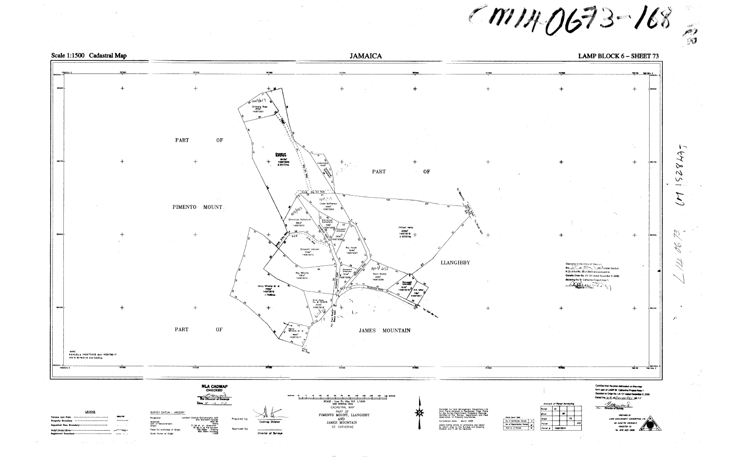CM14-0673-168

Scale 1:1500 Cadastral Map

# JAMAICA

LAMP BLOCK 6 – SHEET 73

PART OF PIMENTO MOUNT

PART OF LLANGIBBY

PART OF JAMES MOUNTAIN

Christiana Ross 365m² 140673001

Emmanuel Sutherland 2.0472 ha 140673002

140673003

Linden McPherson 1205m² 140673004

Emmanuel Sutherland 709m² 140673005

Emmanuel Sutherland 1530m² 140673012

Occupant Unknown 140673006

Philbert Henry 2.6590 ha 140673010

Roy Powell 2549m² 140673007

Occupant Unknown 1744m² 140673013

Roy Williams 1061m² 140673014

Occupant Unknown 140673008

Mavis Bradley 1280m² 140673009

Occupant Unknown 140673010

Kirk Miller 140673011

Henry Williams et. al. 1.7586 ha 140673015

Errol Glaze 140673016

Henry Williams et. al. 140673017

Note: PARCELs 140673015 and 140673017 are to be held as one holding.

Deposited in the Office of Titles on the 27 of Dec 2007 Under Section 6 (2) of Act No. 35 of 2005 and pursuant to Gazette Order No. LN 121 dated December 5, 2006, declaring the St. Catherine Project Area 1.

Registrar of Titles

NLA CADMAP CHECKED

For Director of Surveys

Date 4-12-07

## LEGEND

| | |
|---|---|
| Volume and Folio | 1664/116 |
| Property Boundary | |
| Deposited Plan Boundary | |
| Gully/Drain/River | |
| Registered Boundary | |

SURVEY DATUM : JAD2001

| | |
|---|---|
| Projection | Lambert Conical Orthomorphic with one Standard Parallel |
| Ellipsoid | WGS 84 |
| Unit of Measurement | Metre |
| Origin | 77 00 W of Greenwich, 18 00 N of the Equator |
| False Co-ordinates of Origin | 750 000m Easting, 650 000m Northing |
| Scale Factor at Origin | 1.000 |

Prepared by: Cadmap Division

Approved by: Director of Surveys

SCALE : 1cm To 15m, R.F. 1/1500

GRID INTERVAL 100m

CADASTRAL MAP PART OF PIMENTO MOUNT, LLANGIBBY AND JAMES MOUNTAIN ST. CATHERINE

Compiled by Land Management Consortium Ltd. from Plans prepared by Registered Titles, Plans by the Survey Department, Cadastral Records certified by the Survey Department and field observation of Property boundaries.

Compilation Date: March 2005

Users noting errors or omissions are asked to return map to the Surveys and Mapping Division and it will be replaced.

| Parcel Count Table | |
|---|---|
| No. of Verification Parcels | |
| No. of Registration Parcels | |
| Total no. of Parcels | |

Example of Parcel Numbering

| | | |
|---|---|---|
| Parish | 14 | |
| Block | | 06 |
| Sheet | | 73 |
| Parcel | | 010 |
| Parcel # | 140673010 | |

Certified that the area delineated on this map form part of LAMP St. Catherine Project Area 1 Gazetted at Order No. LN 121 dated December 5, 2006. Dated the 4th of December 2007

For Director of Survey

PREPARED BY LAND MANAGEMENT CONSORTIUM LTD. 22 ANNETTE CRESCENT, KINGSTON 10

CM 1528 HA7

L14 0673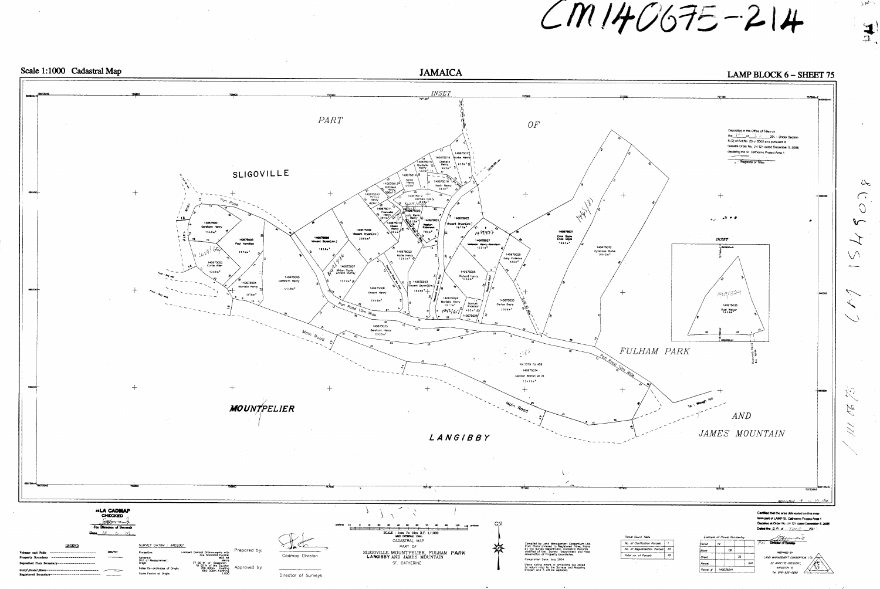CM140675-214

Scale 1:1000 Cadastral Map

# JAMAICA

LAMP BLOCK 6 – SHEET 75

PART OF SLIGOVILLE

MOUNTPELIER

LANGIBBY

FULHAM PARK AND JAMES MOUNTAIN

INSET

Deposited in the Office of Titles on the 17 of ___ 20__ Under Section 5 (2) of Act No. 25 of 2005 and pursuant to Gazette Order No. LN 121 dated December 5, 2008 declaring the St. Catherine Project Area 1

Registrar of Titles

| Parcel | Owner | Area |
|---|---|---|
| 140675001 | Gersham Henry | 1548m² |
| 140675002 | Curtis Allen | 1369m² |
| 140675003 | Paul Hamilton | 2074m² |
| 140675004 | Mumato Henry | 1018m² |
| 140675005 | Gersham Henry | 4448m² |
| 140675006 | Vincent Bryan(Jnr.) | 1818m² |
| 140675007 | Milton Clyde Linford Murray | 1522m² |
| 140675008 | Vincent Henry | 2648m² |
| 140675009 | Vincent Bryan(Jnr.) | 2386m² |
| 140675010 | Glean Henry | |
| 140675011 | Francella Henry | |
| 140675012 | Patricia Henry | 406m² |
| 140675013 | Kathleen Henry | |
| 140675014 | Xenia Henry | |
| 140675015 | Grettelle Henry | |
| 140675016 | Grettelle Henry | |
| 140675017 | Burke Henry | |
| 140675018 | Kevin Henry | 583m² |
| 140675019 | Carmen Henry | |
| 140675020 | | |
| 140675021 | Weston Robinson | 784m² |
| 140675022 | Norris Henry | 1244m² |
| 140675023 | Vincent Bryan(Snr.) | 1958m² |
| 140675024 | Merfettis Henry | 1811m² |
| 140675025 | Vincent Bryan(Jnr.) | 1817m² |
| 140675026 | Richard Henry | 1440m² |
| 140675027 | Mebrade Henry-Morrison | 1624m² |
| 140675028 | | |
| 140675029 | Gary Fullerton | 923m² |
| 140675030 | Carlos Gayle | 2039m² |
| 140675031 | Errol Gayle, Enos Gayle | 7962m² |
| 140675032 | Cyrenous Burke | 9945m² |
| 140675033 | Gersham Henry | 2953m² |
| 140675034 | Vol. 1075 Fol. 459, Lenford Morrison et al. | 13415m² |
| 140675035 | Ryan Walker | 2646m² |

Samuel Anderson 405m²

Certified that the area delineated on this map form part of LAMP St. Catherine Project Area 1. Gazetted at Order No. LN 121 dated December 5, 2008. Dated the 27 of June 20__

For Director of Surveys

NLA CADMAP CHECKED

For Director of Surveys

Date 17-6-09

**LEGEND**

- Volume and Folio
- Property Boundary
- Deposited Plan Boundary
- Gully/Drain/River
- Registered Boundary

SURVEY DATUM : JAD2001

Projection: Lambert Conical Orthomorphic with one Standard Parallel
Spheroid: WGS 84
Unit of Measurement: Metre
Origin: 77 00 W of Greenwich, 18 00 N of the Equator
False Co-ordinates of Origin: 750 000m Easting, 650 000m Northing
Scale Factor at Origin: 1.000

Prepared by: Cadmap Division

Approved by: Director of Surveys

SCALE : 1cm To 10m R.F. 1/1000
GRID INTERVAL 100m

CADASTRAL MAP PART OF SLIGOVILLE, MOUNTPELIER, FULHAM PARK, LANGIBBY AND JAMES MOUNTAIN
ST. CATHERINE

Compiled by Land Management Consortium Ltd. from Plans prepared to Registered Titles, Plans by the Survey Department, Cadastral Records certified at the Survey Department and Field observation of Property boundaries.

Completion Date: July 2004

Users noting errors or omissions are asked to return map to the Surveys and Mapping Division and it will be replaced.

| Parcel Count Table | |
|---|---|
| No. of Certification Parcels | 1 |
| No. of Regularization Parcels | 34 |
| Total no. of Parcels | 35 |

| Example of Parcel Numbering | | |
|---|---|---|
| Parish | 14 | |
| Block | | 06 |
| Sheet | | 75 |
| Parcel | | 041 |
| Parcel # | 140675041 | |

PREPARED BY LAND MANAGEMENT CONSORTIUM LTD. 22 ANNETTE CRESCENT, KINGSTON 10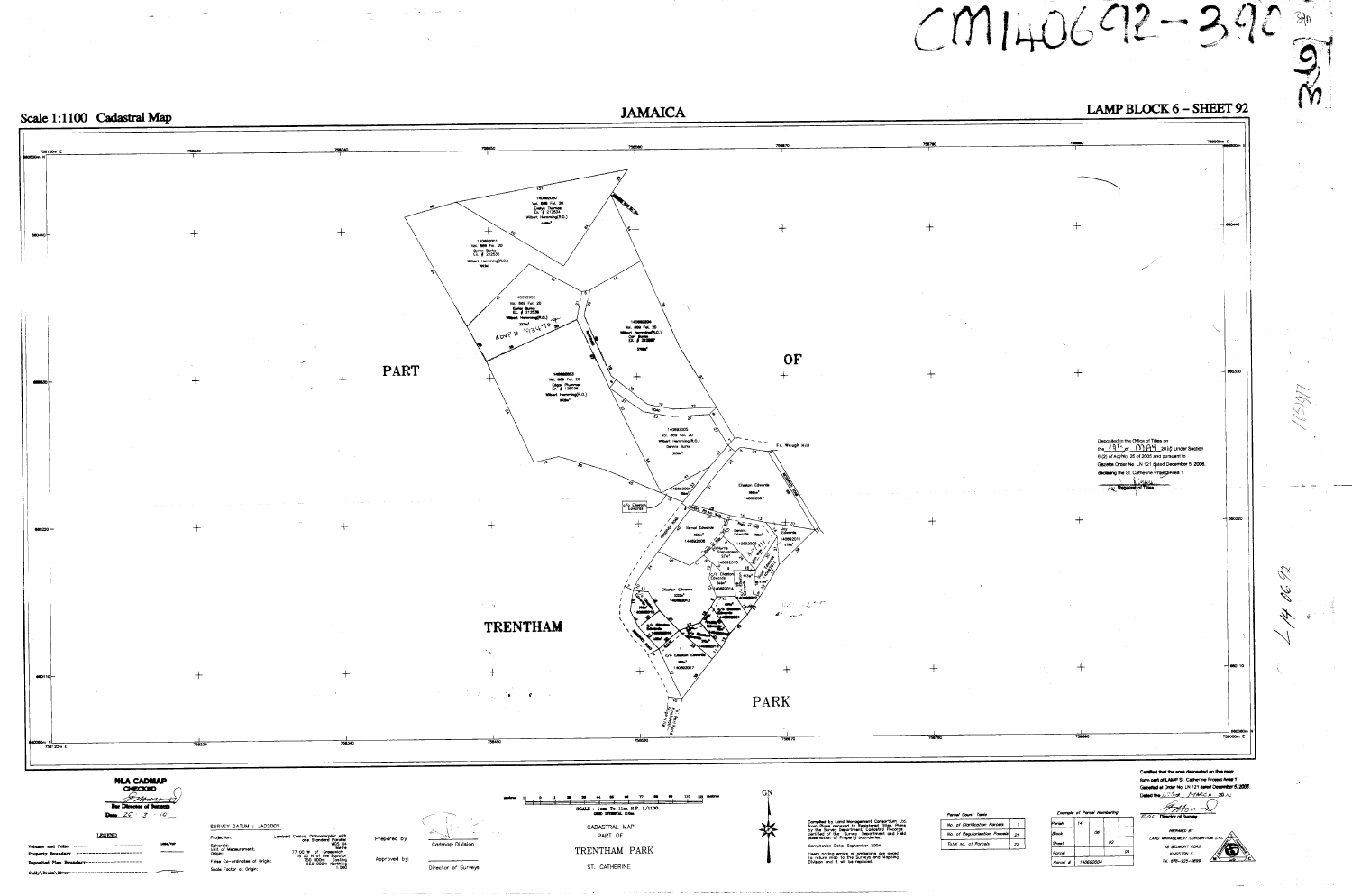CM140692-390

Scale 1:1100 Cadastral Map

# JAMAICA

LAMP BLOCK 6 – SHEET 92

PART OF TRENTHAM PARK

Deposited in the Office of Titles on the 19th of MAY 2010 Under Section 8 (2) of Act No. 25 of 2005 and pursuant to Gazette Order No. LN 121 dated December 5, 2008, declaring the St. Catherine Project Area 1

Registrar of Titles

NLA CADMAP CHECKED

For Director of Surveys

Date 25-3-10

LEGEND

Volume and Folio

Property Boundary

Deposited Plan Boundary

Gully\Drain\River

SURVEY DATUM : JAD2001

Projection: Lambert Conical Orthomorphic with one Standard Parallel

Spheroid: WGS 84

Unit of Measurement: Metre

Origin: 77 00 W of Greenwich, 18 00 N of the Equator

False Co-ordinates of Origin: 750 000m Easting, 650 000m Northing

Scale Factor at Origin: 1.000

Prepared by: Cadmap Division

Approved by: Director of Surveys

SCALE 1cm To 11m R.F. 1/1100

CADASTRAL MAP PART OF TRENTHAM PARK ST. CATHERINE

GN

Compiled by Land Management Consortium Ltd. from Plans annexed to Registered Titles, Plans by the Survey Department, Cadastral Records certified at the Survey Department and Field observation of Property boundaries.

Compilation Date: September 2009

Users noting errors or omissions are asked to return map to the Surveys and Mapping Division and it will be replaced.

Parcel Count Table

| | |
|---|---|
| No. of Clarification Parcels | 1 |
| No. of Regularization Parcels | 21 |
| Total no. of Parcels | 22 |

Example of Parcel Numbering

| | | | | |
|---|---|---|---|---|
| Parish | 14 | | | |
| Block | | 06 | | |
| Sheet | | | 92 | |
| Parcel | | | | 04 |
| Parcel # | 140692004 | | | |

Certified that the area delineated on this map form part of LAMP St. Catherine Project Area 1 Gazetted at Order No. LN 121 dated December 5, 2008

Dated the 17th of MARCH 2010

P.D.S. Director of Survey

PREPARED BY LAND MANAGEMENT CONSORTIUM LTD. 18 BELMONT ROAD KINGSTON 5 Tel. 876-925-0899